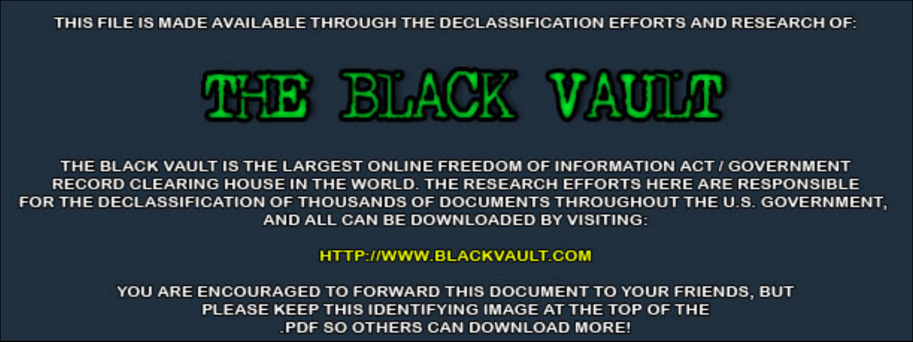THIS FILE IS MADE AVAILABLE THROUGH THE DECLASSIFICATION EFFORTS AND RESEARCH OF:

# THE BLACK VAULT

THE BLACK VAULT IS THE LARGEST ONLINE FREEDOM OF INFORMATION ACT / GOVERNMENT RECORD CLEARING HOUSE IN THE WORLD. THE RESEARCH EFFORTS HERE ARE RESPONSIBLE FOR THE DECLASSIFICATION OF THOUSANDS OF DOCUMENTS THROUGHOUT THE U.S. GOVERNMENT, AND ALL CAN BE DOWNLOADED BY VISITING:

HTTP://WWW.BLACKVAULT.COM

YOU ARE ENCOURAGED TO FORWARD THIS DOCUMENT TO YOUR FRIENDS, BUT PLEASE KEEP THIS IDENTIFYING IMAGE AT THE TOP OF THE .PDF SO OTHERS CAN DOWNLOAD MORE!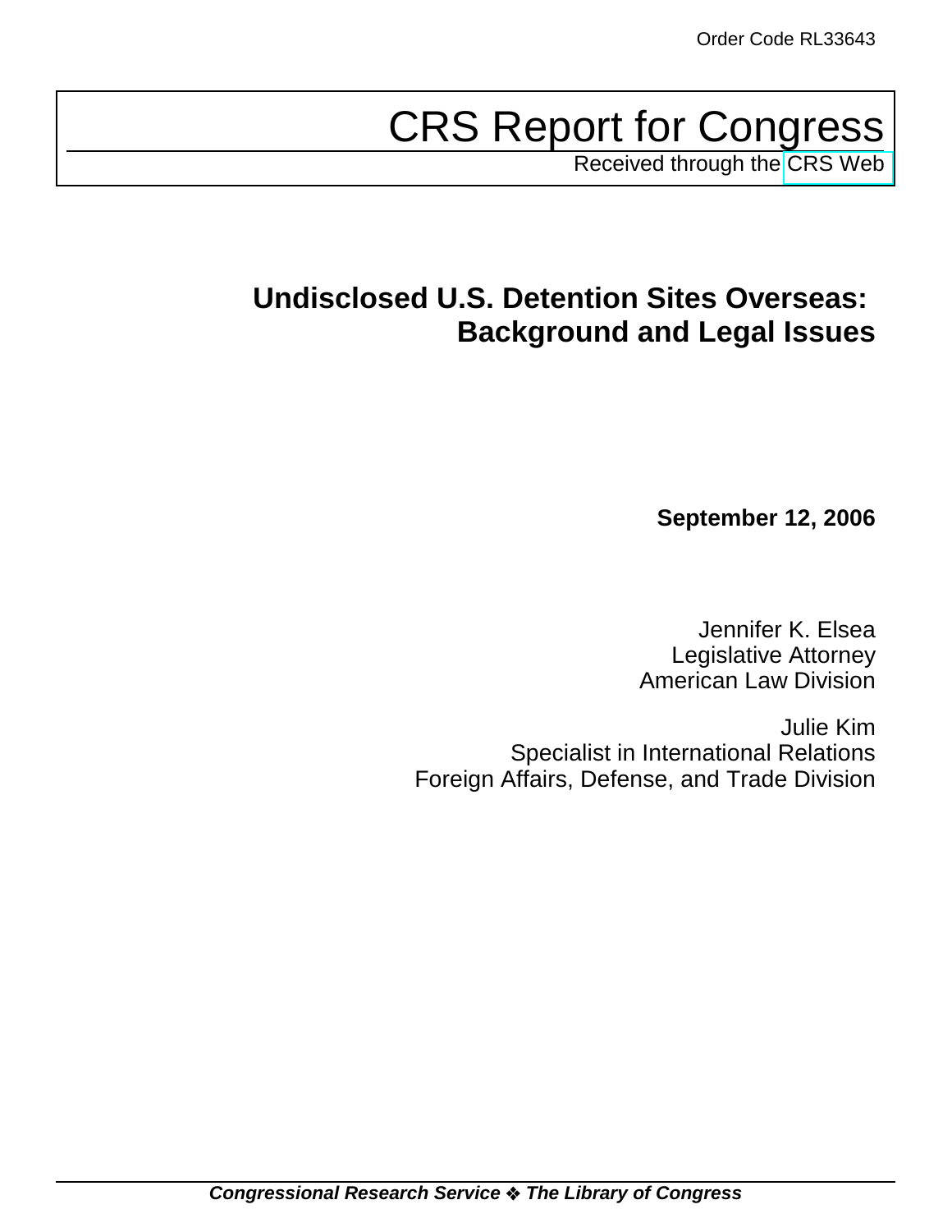Order Code RL33643

# CRS Report for Congress

Received through the CRS Web

## Undisclosed U.S. Detention Sites Overseas: Background and Legal Issues

**September 12, 2006**

Jennifer K. Elsea
Legislative Attorney
American Law Division

Julie Kim
Specialist in International Relations
Foreign Affairs, Defense, and Trade Division

***Congressional Research Service ❖ The Library of Congress***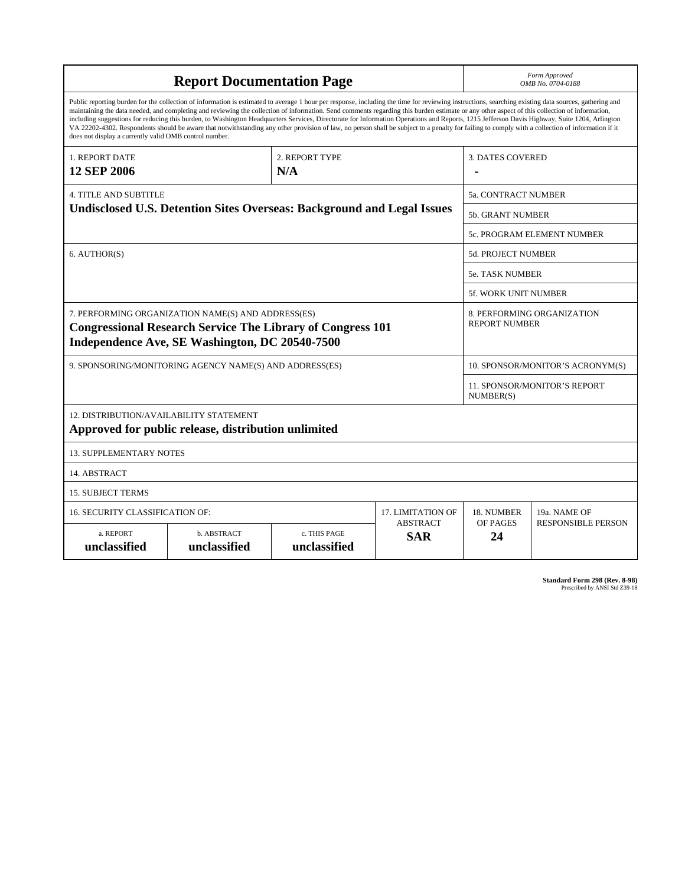# Report Documentation Page

*Form Approved*
*OMB No. 0704-0188*

Public reporting burden for the collection of information is estimated to average 1 hour per response, including the time for reviewing instructions, searching existing data sources, gathering and maintaining the data needed, and completing and reviewing the collection of information. Send comments regarding this burden estimate or any other aspect of this collection of information, including suggestions for reducing this burden, to Washington Headquarters Services, Directorate for Information Operations and Reports, 1215 Jefferson Davis Highway, Suite 1204, Arlington VA 22202-4302. Respondents should be aware that notwithstanding any other provision of law, no person shall be subject to a penalty for failing to comply with a collection of information if it does not display a currently valid OMB control number.

| 1. REPORT DATE | 2. REPORT TYPE | 3. DATES COVERED |
|---|---|---|
| **12 SEP 2006** | **N/A** | **-** |

| 4. TITLE AND SUBTITLE | |
|---|---|
| **Undisclosed U.S. Detention Sites Overseas: Background and Legal Issues** | 5a. CONTRACT NUMBER |
| | 5b. GRANT NUMBER |
| | 5c. PROGRAM ELEMENT NUMBER |
| 6. AUTHOR(S) | 5d. PROJECT NUMBER |
| | 5e. TASK NUMBER |
| | 5f. WORK UNIT NUMBER |
| 7. PERFORMING ORGANIZATION NAME(S) AND ADDRESS(ES) **Congressional Research Service The Library of Congress 101 Independence Ave, SE Washington, DC 20540-7500** | 8. PERFORMING ORGANIZATION REPORT NUMBER |
| 9. SPONSORING/MONITORING AGENCY NAME(S) AND ADDRESS(ES) | 10. SPONSOR/MONITOR'S ACRONYM(S) |
| | 11. SPONSOR/MONITOR'S REPORT NUMBER(S) |

12. DISTRIBUTION/AVAILABILITY STATEMENT
**Approved for public release, distribution unlimited**

13. SUPPLEMENTARY NOTES

14. ABSTRACT

15. SUBJECT TERMS

| 16. SECURITY CLASSIFICATION OF: | | | 17. LIMITATION OF ABSTRACT | 18. NUMBER OF PAGES | 19a. NAME OF RESPONSIBLE PERSON |
|---|---|---|---|---|---|
| a. REPORT **unclassified** | b. ABSTRACT **unclassified** | c. THIS PAGE **unclassified** | **SAR** | **24** | |

**Standard Form 298 (Rev. 8-98)**
Prescribed by ANSI Std Z39-18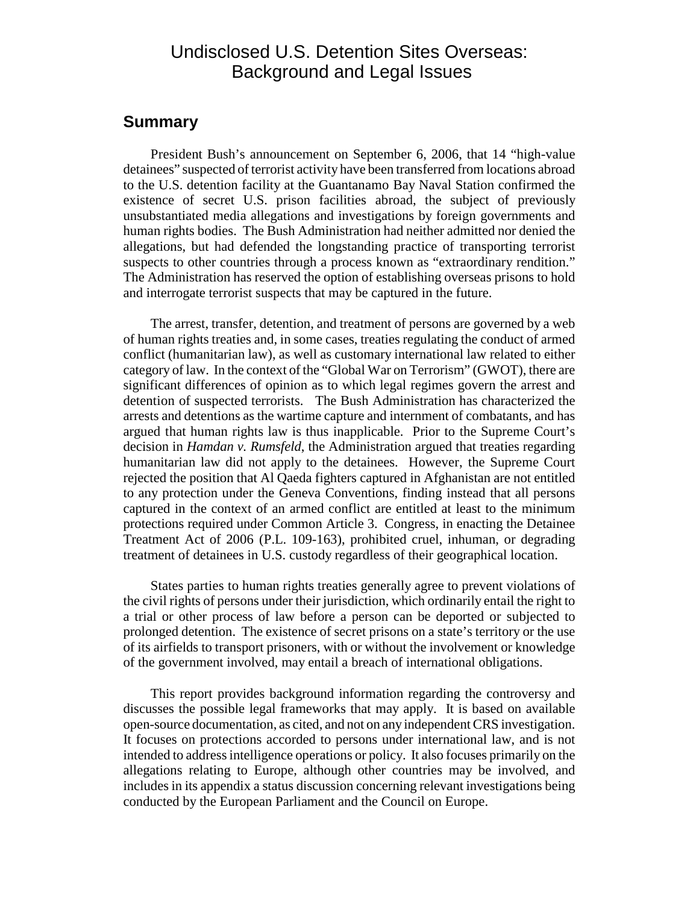# Undisclosed U.S. Detention Sites Overseas: Background and Legal Issues

## Summary

President Bush's announcement on September 6, 2006, that 14 "high-value detainees" suspected of terrorist activity have been transferred from locations abroad to the U.S. detention facility at the Guantanamo Bay Naval Station confirmed the existence of secret U.S. prison facilities abroad, the subject of previously unsubstantiated media allegations and investigations by foreign governments and human rights bodies. The Bush Administration had neither admitted nor denied the allegations, but had defended the longstanding practice of transporting terrorist suspects to other countries through a process known as "extraordinary rendition." The Administration has reserved the option of establishing overseas prisons to hold and interrogate terrorist suspects that may be captured in the future.

The arrest, transfer, detention, and treatment of persons are governed by a web of human rights treaties and, in some cases, treaties regulating the conduct of armed conflict (humanitarian law), as well as customary international law related to either category of law. In the context of the "Global War on Terrorism" (GWOT), there are significant differences of opinion as to which legal regimes govern the arrest and detention of suspected terrorists. The Bush Administration has characterized the arrests and detentions as the wartime capture and internment of combatants, and has argued that human rights law is thus inapplicable. Prior to the Supreme Court's decision in *Hamdan v. Rumsfeld*, the Administration argued that treaties regarding humanitarian law did not apply to the detainees. However, the Supreme Court rejected the position that Al Qaeda fighters captured in Afghanistan are not entitled to any protection under the Geneva Conventions, finding instead that all persons captured in the context of an armed conflict are entitled at least to the minimum protections required under Common Article 3. Congress, in enacting the Detainee Treatment Act of 2006 (P.L. 109-163), prohibited cruel, inhuman, or degrading treatment of detainees in U.S. custody regardless of their geographical location.

States parties to human rights treaties generally agree to prevent violations of the civil rights of persons under their jurisdiction, which ordinarily entail the right to a trial or other process of law before a person can be deported or subjected to prolonged detention. The existence of secret prisons on a state's territory or the use of its airfields to transport prisoners, with or without the involvement or knowledge of the government involved, may entail a breach of international obligations.

This report provides background information regarding the controversy and discusses the possible legal frameworks that may apply. It is based on available open-source documentation, as cited, and not on any independent CRS investigation. It focuses on protections accorded to persons under international law, and is not intended to address intelligence operations or policy. It also focuses primarily on the allegations relating to Europe, although other countries may be involved, and includes in its appendix a status discussion concerning relevant investigations being conducted by the European Parliament and the Council on Europe.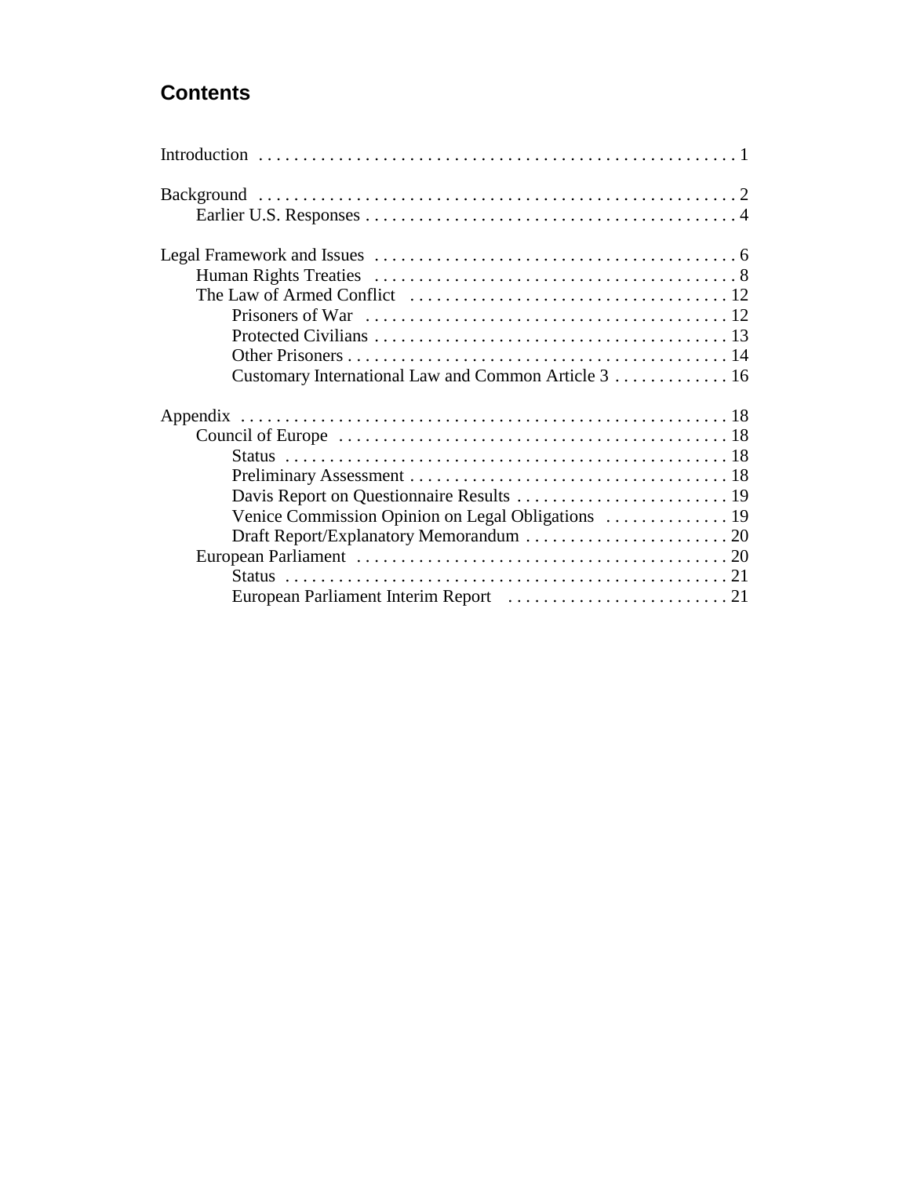## Contents

Introduction . . . . . . . . . . . . . . . . . . . . . . . . . . . . . . . . . . . . . . . . . . . . . . . . . . . . 1

Background . . . . . . . . . . . . . . . . . . . . . . . . . . . . . . . . . . . . . . . . . . . . . . . . . . . . 2
- Earlier U.S. Responses . . . . . . . . . . . . . . . . . . . . . . . . . . . . . . . . . . . . . . . . . . . 4

Legal Framework and Issues . . . . . . . . . . . . . . . . . . . . . . . . . . . . . . . . . . . . . . . . . 6
- Human Rights Treaties . . . . . . . . . . . . . . . . . . . . . . . . . . . . . . . . . . . . . . . . . 8
- The Law of Armed Conflict . . . . . . . . . . . . . . . . . . . . . . . . . . . . . . . . . . . . 12
  - Prisoners of War . . . . . . . . . . . . . . . . . . . . . . . . . . . . . . . . . . . . . . . . . 12
  - Protected Civilians . . . . . . . . . . . . . . . . . . . . . . . . . . . . . . . . . . . . . . . . 13
  - Other Prisoners . . . . . . . . . . . . . . . . . . . . . . . . . . . . . . . . . . . . . . . . . . . 14
  - Customary International Law and Common Article 3 . . . . . . . . . . . . . 16

Appendix . . . . . . . . . . . . . . . . . . . . . . . . . . . . . . . . . . . . . . . . . . . . . . . . . . . . . 18
- Council of Europe . . . . . . . . . . . . . . . . . . . . . . . . . . . . . . . . . . . . . . . . . . . . 18
  - Status . . . . . . . . . . . . . . . . . . . . . . . . . . . . . . . . . . . . . . . . . . . . . . . . . . 18
  - Preliminary Assessment . . . . . . . . . . . . . . . . . . . . . . . . . . . . . . . . . . . . 18
  - Davis Report on Questionnaire Results . . . . . . . . . . . . . . . . . . . . . . . . 19
  - Venice Commission Opinion on Legal Obligations . . . . . . . . . . . . . . 19
  - Draft Report/Explanatory Memorandum . . . . . . . . . . . . . . . . . . . . . . . 20
- European Parliament . . . . . . . . . . . . . . . . . . . . . . . . . . . . . . . . . . . . . . . . . . 20
  - Status . . . . . . . . . . . . . . . . . . . . . . . . . . . . . . . . . . . . . . . . . . . . . . . . . . 21
  - European Parliament Interim Report . . . . . . . . . . . . . . . . . . . . . . . . . 21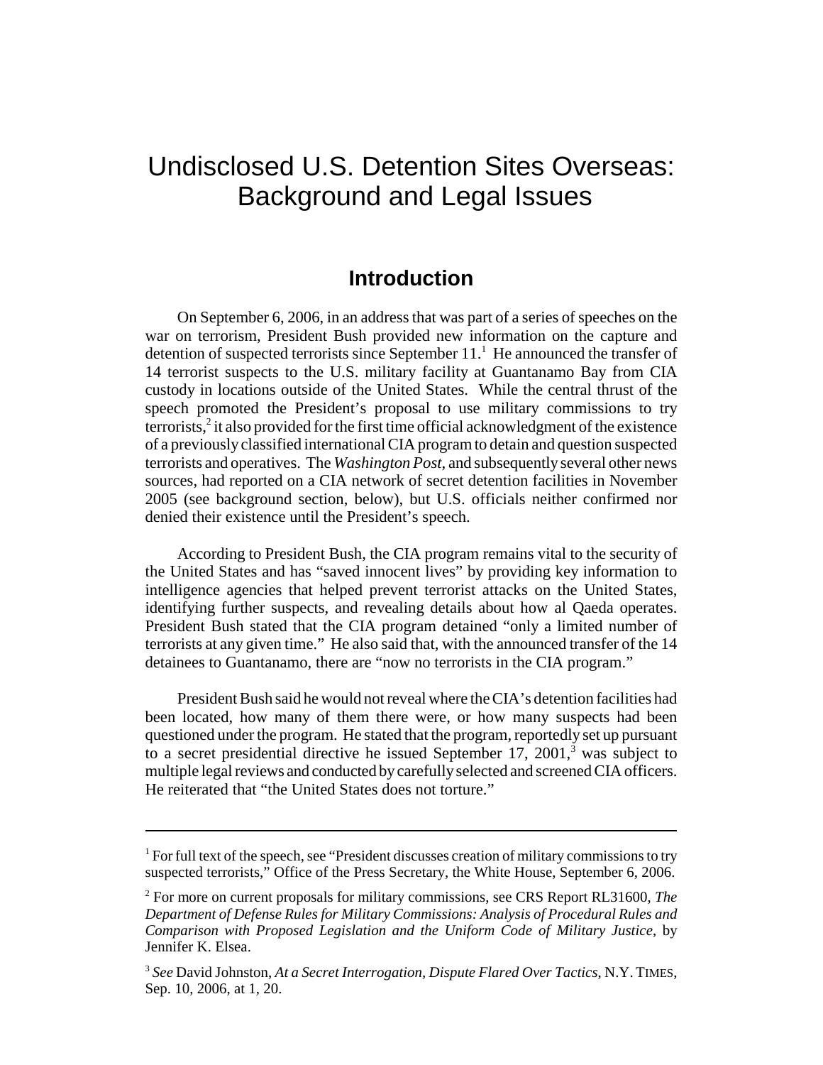# Undisclosed U.S. Detention Sites Overseas: Background and Legal Issues

## Introduction

On September 6, 2006, in an address that was part of a series of speeches on the war on terrorism, President Bush provided new information on the capture and detention of suspected terrorists since September 11.[1] He announced the transfer of 14 terrorist suspects to the U.S. military facility at Guantanamo Bay from CIA custody in locations outside of the United States. While the central thrust of the speech promoted the President's proposal to use military commissions to try terrorists,[2] it also provided for the first time official acknowledgment of the existence of a previously classified international CIA program to detain and question suspected terrorists and operatives. The *Washington Post*, and subsequently several other news sources, had reported on a CIA network of secret detention facilities in November 2005 (see background section, below), but U.S. officials neither confirmed nor denied their existence until the President's speech.

According to President Bush, the CIA program remains vital to the security of the United States and has "saved innocent lives" by providing key information to intelligence agencies that helped prevent terrorist attacks on the United States, identifying further suspects, and revealing details about how al Qaeda operates. President Bush stated that the CIA program detained "only a limited number of terrorists at any given time." He also said that, with the announced transfer of the 14 detainees to Guantanamo, there are "now no terrorists in the CIA program."

President Bush said he would not reveal where the CIA's detention facilities had been located, how many of them there were, or how many suspects had been questioned under the program. He stated that the program, reportedly set up pursuant to a secret presidential directive he issued September 17, 2001,[3] was subject to multiple legal reviews and conducted by carefully selected and screened CIA officers. He reiterated that "the United States does not torture."

---

[1] For full text of the speech, see "President discusses creation of military commissions to try suspected terrorists," Office of the Press Secretary, the White House, September 6, 2006.

[2] For more on current proposals for military commissions, see CRS Report RL31600, *The Department of Defense Rules for Military Commissions: Analysis of Procedural Rules and Comparison with Proposed Legislation and the Uniform Code of Military Justice*, by Jennifer K. Elsea.

[3] *See* David Johnston, *At a Secret Interrogation, Dispute Flared Over Tactics*, N.Y. TIMES, Sep. 10, 2006, at 1, 20.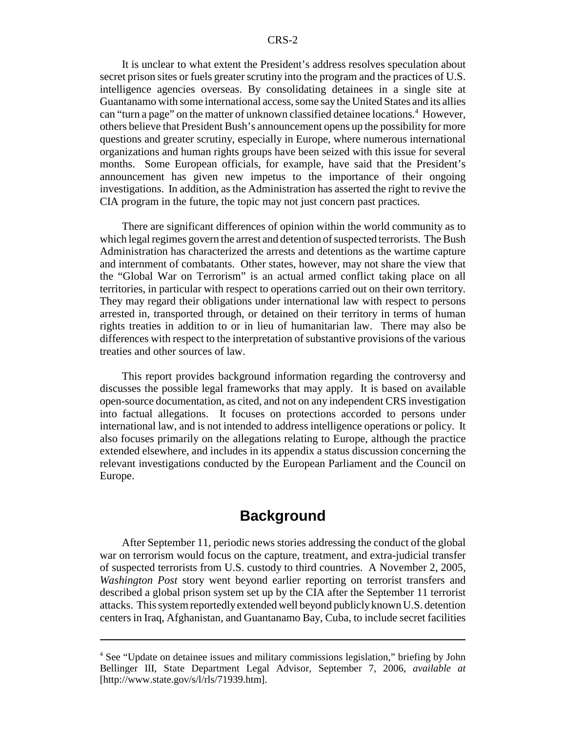It is unclear to what extent the President's address resolves speculation about secret prison sites or fuels greater scrutiny into the program and the practices of U.S. intelligence agencies overseas. By consolidating detainees in a single site at Guantanamo with some international access, some say the United States and its allies can "turn a page" on the matter of unknown classified detainee locations.[4] However, others believe that President Bush's announcement opens up the possibility for more questions and greater scrutiny, especially in Europe, where numerous international organizations and human rights groups have been seized with this issue for several months. Some European officials, for example, have said that the President's announcement has given new impetus to the importance of their ongoing investigations. In addition, as the Administration has asserted the right to revive the CIA program in the future, the topic may not just concern past practices.

There are significant differences of opinion within the world community as to which legal regimes govern the arrest and detention of suspected terrorists. The Bush Administration has characterized the arrests and detentions as the wartime capture and internment of combatants. Other states, however, may not share the view that the "Global War on Terrorism" is an actual armed conflict taking place on all territories, in particular with respect to operations carried out on their own territory. They may regard their obligations under international law with respect to persons arrested in, transported through, or detained on their territory in terms of human rights treaties in addition to or in lieu of humanitarian law. There may also be differences with respect to the interpretation of substantive provisions of the various treaties and other sources of law.

This report provides background information regarding the controversy and discusses the possible legal frameworks that may apply. It is based on available open-source documentation, as cited, and not on any independent CRS investigation into factual allegations. It focuses on protections accorded to persons under international law, and is not intended to address intelligence operations or policy. It also focuses primarily on the allegations relating to Europe, although the practice extended elsewhere, and includes in its appendix a status discussion concerning the relevant investigations conducted by the European Parliament and the Council on Europe.

## Background

After September 11, periodic news stories addressing the conduct of the global war on terrorism would focus on the capture, treatment, and extra-judicial transfer of suspected terrorists from U.S. custody to third countries. A November 2, 2005, *Washington Post* story went beyond earlier reporting on terrorist transfers and described a global prison system set up by the CIA after the September 11 terrorist attacks. This system reportedly extended well beyond publicly known U.S. detention centers in Iraq, Afghanistan, and Guantanamo Bay, Cuba, to include secret facilities

---

[4] See "Update on detainee issues and military commissions legislation," briefing by John Bellinger III, State Department Legal Advisor, September 7, 2006, *available at* [http://www.state.gov/s/l/rls/71939.htm].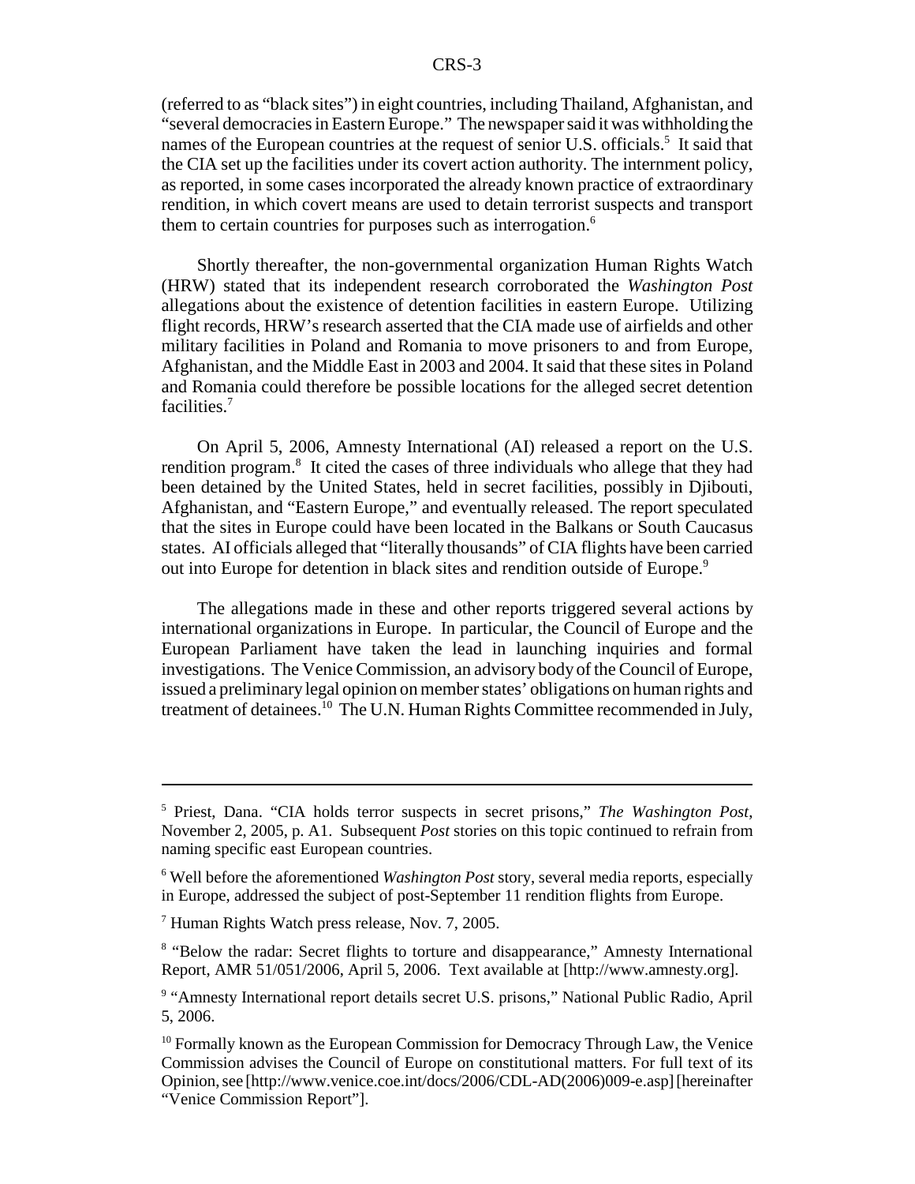(referred to as "black sites") in eight countries, including Thailand, Afghanistan, and "several democracies in Eastern Europe." The newspaper said it was withholding the names of the European countries at the request of senior U.S. officials.[5] It said that the CIA set up the facilities under its covert action authority. The internment policy, as reported, in some cases incorporated the already known practice of extraordinary rendition, in which covert means are used to detain terrorist suspects and transport them to certain countries for purposes such as interrogation.[6]

Shortly thereafter, the non-governmental organization Human Rights Watch (HRW) stated that its independent research corroborated the *Washington Post* allegations about the existence of detention facilities in eastern Europe. Utilizing flight records, HRW's research asserted that the CIA made use of airfields and other military facilities in Poland and Romania to move prisoners to and from Europe, Afghanistan, and the Middle East in 2003 and 2004. It said that these sites in Poland and Romania could therefore be possible locations for the alleged secret detention facilities.[7]

On April 5, 2006, Amnesty International (AI) released a report on the U.S. rendition program.[8] It cited the cases of three individuals who allege that they had been detained by the United States, held in secret facilities, possibly in Djibouti, Afghanistan, and "Eastern Europe," and eventually released. The report speculated that the sites in Europe could have been located in the Balkans or South Caucasus states. AI officials alleged that "literally thousands" of CIA flights have been carried out into Europe for detention in black sites and rendition outside of Europe.[9]

The allegations made in these and other reports triggered several actions by international organizations in Europe. In particular, the Council of Europe and the European Parliament have taken the lead in launching inquiries and formal investigations. The Venice Commission, an advisory body of the Council of Europe, issued a preliminary legal opinion on member states' obligations on human rights and treatment of detainees.[10] The U.N. Human Rights Committee recommended in July,

---

[5] Priest, Dana. "CIA holds terror suspects in secret prisons," *The Washington Post*, November 2, 2005, p. A1. Subsequent *Post* stories on this topic continued to refrain from naming specific east European countries.

[6] Well before the aforementioned *Washington Post* story, several media reports, especially in Europe, addressed the subject of post-September 11 rendition flights from Europe.

[7] Human Rights Watch press release, Nov. 7, 2005.

[8] "Below the radar: Secret flights to torture and disappearance," Amnesty International Report, AMR 51/051/2006, April 5, 2006. Text available at [http://www.amnesty.org].

[9] "Amnesty International report details secret U.S. prisons," National Public Radio, April 5, 2006.

[10] Formally known as the European Commission for Democracy Through Law, the Venice Commission advises the Council of Europe on constitutional matters. For full text of its Opinion, see [http://www.venice.coe.int/docs/2006/CDL-AD(2006)009-e.asp] [hereinafter "Venice Commission Report"].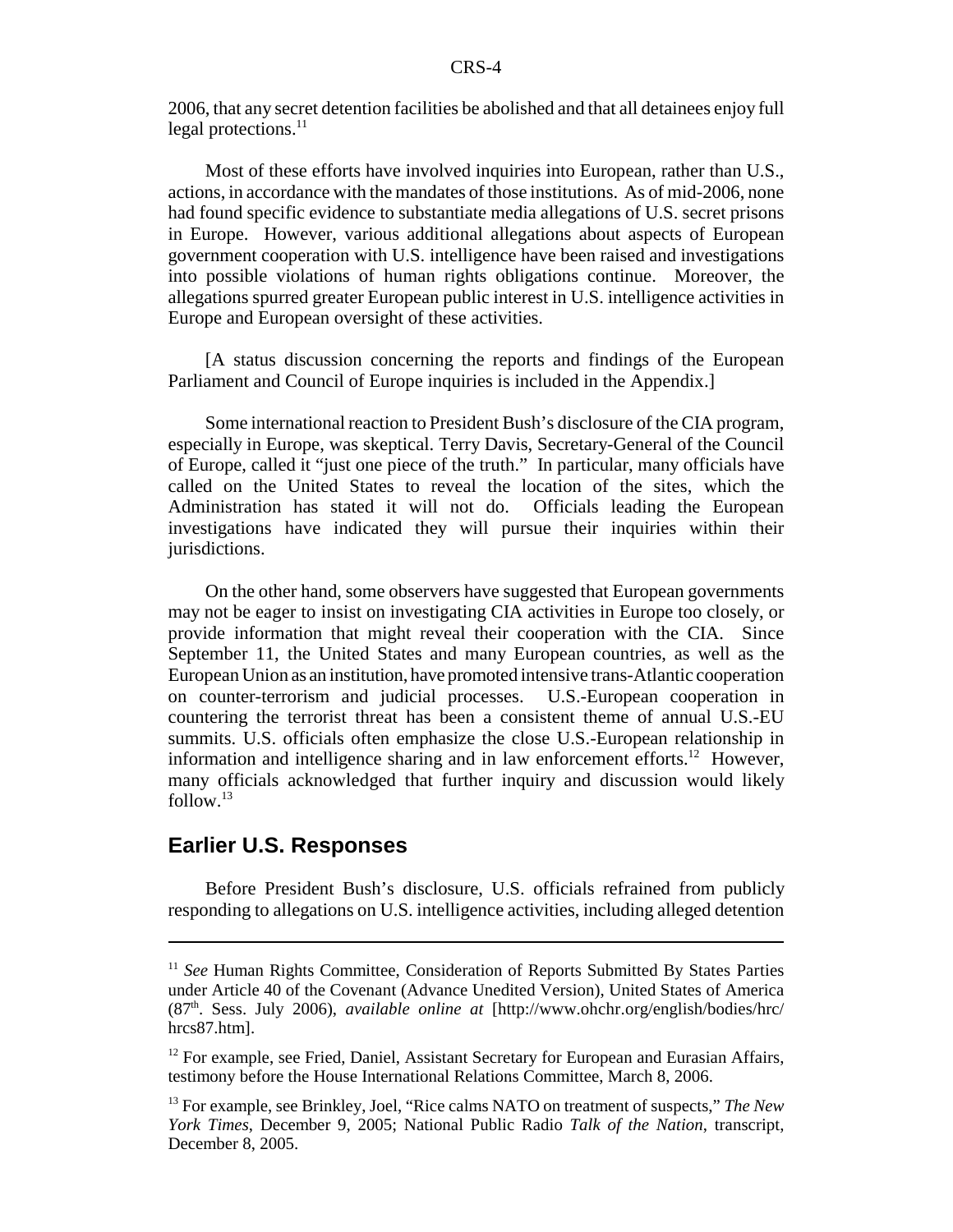2006, that any secret detention facilities be abolished and that all detainees enjoy full legal protections.[11]

Most of these efforts have involved inquiries into European, rather than U.S., actions, in accordance with the mandates of those institutions. As of mid-2006, none had found specific evidence to substantiate media allegations of U.S. secret prisons in Europe. However, various additional allegations about aspects of European government cooperation with U.S. intelligence have been raised and investigations into possible violations of human rights obligations continue. Moreover, the allegations spurred greater European public interest in U.S. intelligence activities in Europe and European oversight of these activities.

[A status discussion concerning the reports and findings of the European Parliament and Council of Europe inquiries is included in the Appendix.]

Some international reaction to President Bush's disclosure of the CIA program, especially in Europe, was skeptical. Terry Davis, Secretary-General of the Council of Europe, called it "just one piece of the truth." In particular, many officials have called on the United States to reveal the location of the sites, which the Administration has stated it will not do. Officials leading the European investigations have indicated they will pursue their inquiries within their jurisdictions.

On the other hand, some observers have suggested that European governments may not be eager to insist on investigating CIA activities in Europe too closely, or provide information that might reveal their cooperation with the CIA. Since September 11, the United States and many European countries, as well as the European Union as an institution, have promoted intensive trans-Atlantic cooperation on counter-terrorism and judicial processes. U.S.-European cooperation in countering the terrorist threat has been a consistent theme of annual U.S.-EU summits. U.S. officials often emphasize the close U.S.-European relationship in information and intelligence sharing and in law enforcement efforts.[12] However, many officials acknowledged that further inquiry and discussion would likely follow.[13]

## Earlier U.S. Responses

Before President Bush's disclosure, U.S. officials refrained from publicly responding to allegations on U.S. intelligence activities, including alleged detention

---

[11] *See* Human Rights Committee, Consideration of Reports Submitted By States Parties under Article 40 of the Covenant (Advance Unedited Version), United States of America (87th. Sess. July 2006), *available online at* [http://www.ohchr.org/english/bodies/hrc/hrcs87.htm].

[12] For example, see Fried, Daniel, Assistant Secretary for European and Eurasian Affairs, testimony before the House International Relations Committee, March 8, 2006.

[13] For example, see Brinkley, Joel, "Rice calms NATO on treatment of suspects," *The New York Times*, December 9, 2005; National Public Radio *Talk of the Nation*, transcript, December 8, 2005.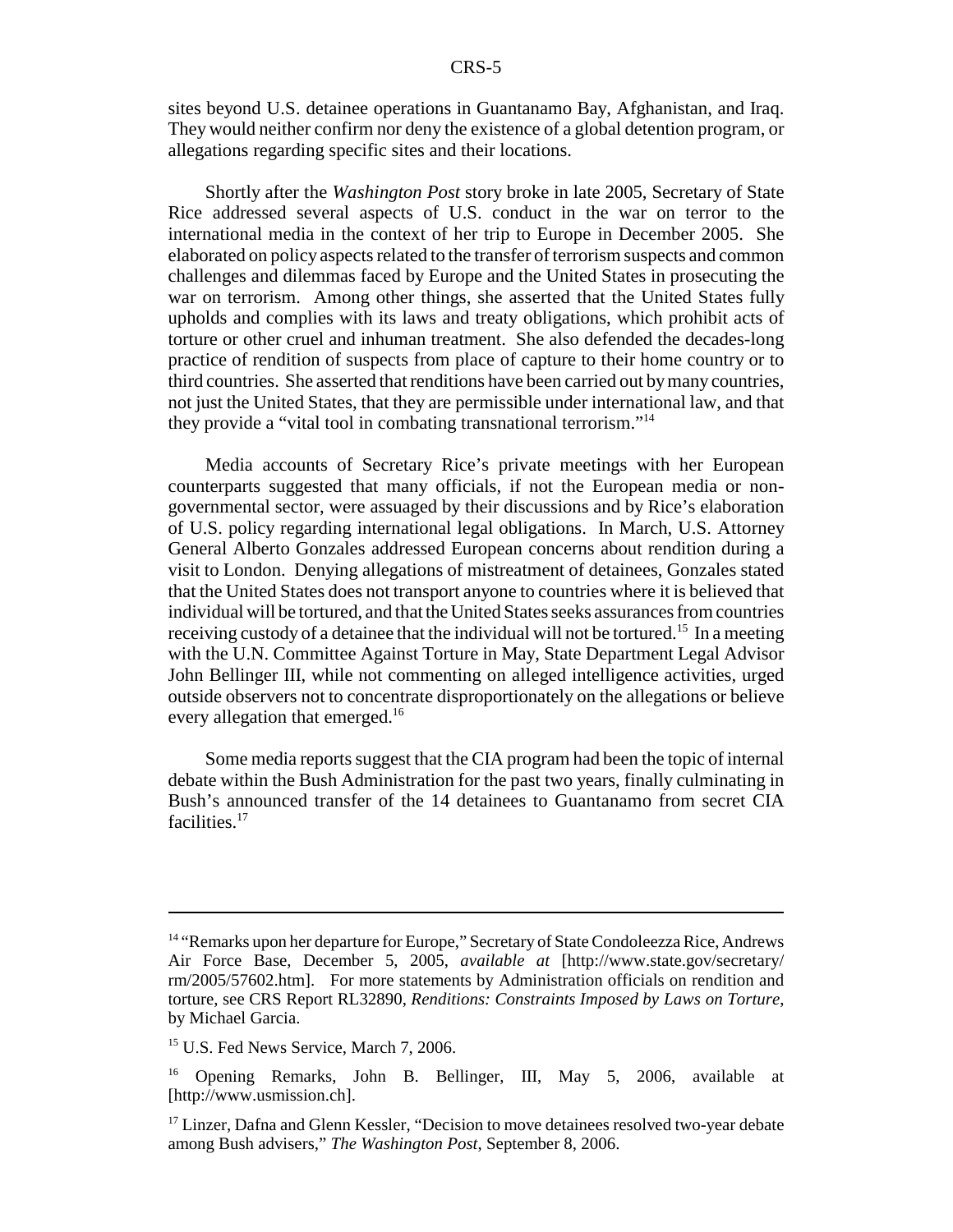sites beyond U.S. detainee operations in Guantanamo Bay, Afghanistan, and Iraq. They would neither confirm nor deny the existence of a global detention program, or allegations regarding specific sites and their locations.

Shortly after the *Washington Post* story broke in late 2005, Secretary of State Rice addressed several aspects of U.S. conduct in the war on terror to the international media in the context of her trip to Europe in December 2005. She elaborated on policy aspects related to the transfer of terrorism suspects and common challenges and dilemmas faced by Europe and the United States in prosecuting the war on terrorism. Among other things, she asserted that the United States fully upholds and complies with its laws and treaty obligations, which prohibit acts of torture or other cruel and inhuman treatment. She also defended the decades-long practice of rendition of suspects from place of capture to their home country or to third countries. She asserted that renditions have been carried out by many countries, not just the United States, that they are permissible under international law, and that they provide a "vital tool in combating transnational terrorism."[14]

Media accounts of Secretary Rice's private meetings with her European counterparts suggested that many officials, if not the European media or non-governmental sector, were assuaged by their discussions and by Rice's elaboration of U.S. policy regarding international legal obligations. In March, U.S. Attorney General Alberto Gonzales addressed European concerns about rendition during a visit to London. Denying allegations of mistreatment of detainees, Gonzales stated that the United States does not transport anyone to countries where it is believed that individual will be tortured, and that the United States seeks assurances from countries receiving custody of a detainee that the individual will not be tortured.[15] In a meeting with the U.N. Committee Against Torture in May, State Department Legal Advisor John Bellinger III, while not commenting on alleged intelligence activities, urged outside observers not to concentrate disproportionately on the allegations or believe every allegation that emerged.[16]

Some media reports suggest that the CIA program had been the topic of internal debate within the Bush Administration for the past two years, finally culminating in Bush's announced transfer of the 14 detainees to Guantanamo from secret CIA facilities.[17]

---

[14] "Remarks upon her departure for Europe," Secretary of State Condoleezza Rice, Andrews Air Force Base, December 5, 2005, *available at* [http://www.state.gov/secretary/rm/2005/57602.htm]. For more statements by Administration officials on rendition and torture, see CRS Report RL32890, *Renditions: Constraints Imposed by Laws on Torture*, by Michael Garcia.

[15] U.S. Fed News Service, March 7, 2006.

[16] Opening Remarks, John B. Bellinger, III, May 5, 2006, available at [http://www.usmission.ch].

[17] Linzer, Dafna and Glenn Kessler, "Decision to move detainees resolved two-year debate among Bush advisers," *The Washington Post*, September 8, 2006.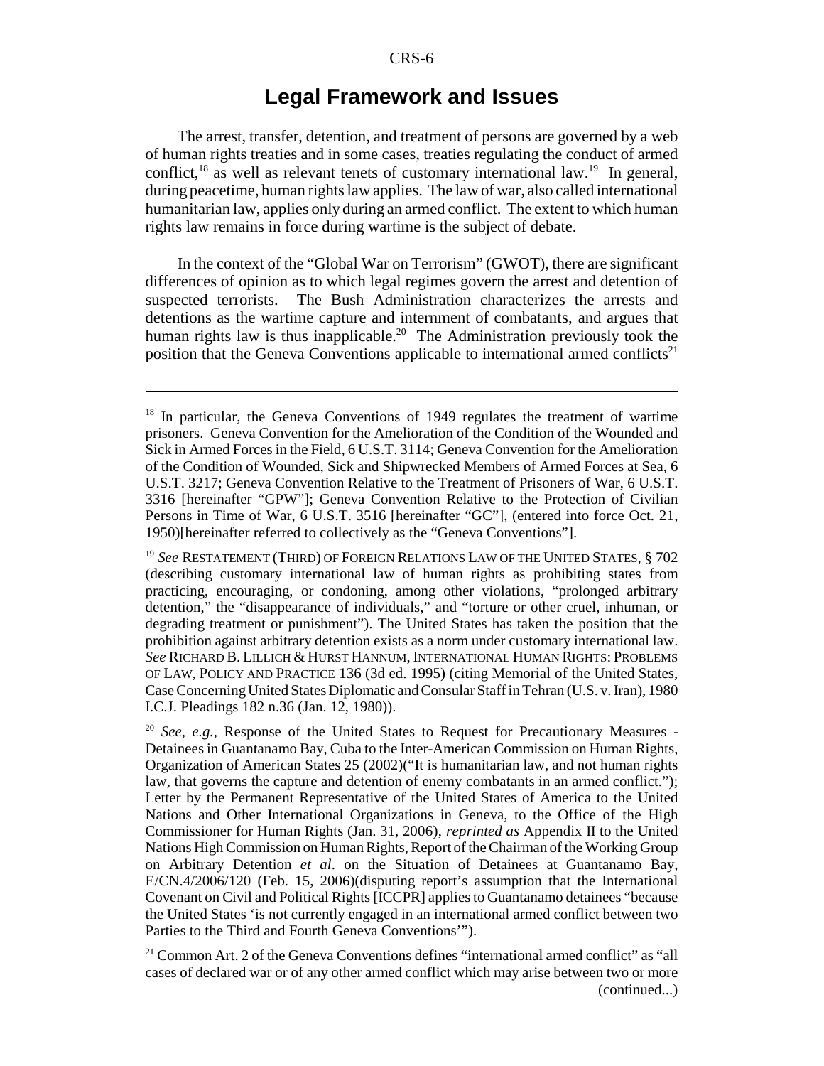## Legal Framework and Issues

The arrest, transfer, detention, and treatment of persons are governed by a web of human rights treaties and in some cases, treaties regulating the conduct of armed conflict,[18] as well as relevant tenets of customary international law.[19] In general, during peacetime, human rights law applies. The law of war, also called international humanitarian law, applies only during an armed conflict. The extent to which human rights law remains in force during wartime is the subject of debate.

In the context of the "Global War on Terrorism" (GWOT), there are significant differences of opinion as to which legal regimes govern the arrest and detention of suspected terrorists. The Bush Administration characterizes the arrests and detentions as the wartime capture and internment of combatants, and argues that human rights law is thus inapplicable.[20] The Administration previously took the position that the Geneva Conventions applicable to international armed conflicts[21]

---

[18] In particular, the Geneva Conventions of 1949 regulates the treatment of wartime prisoners. Geneva Convention for the Amelioration of the Condition of the Wounded and Sick in Armed Forces in the Field, 6 U.S.T. 3114; Geneva Convention for the Amelioration of the Condition of Wounded, Sick and Shipwrecked Members of Armed Forces at Sea, 6 U.S.T. 3217; Geneva Convention Relative to the Treatment of Prisoners of War, 6 U.S.T. 3316 [hereinafter "GPW"]; Geneva Convention Relative to the Protection of Civilian Persons in Time of War, 6 U.S.T. 3516 [hereinafter "GC"], (entered into force Oct. 21, 1950)[hereinafter referred to collectively as the "Geneva Conventions"].

[19] *See* RESTATEMENT (THIRD) OF FOREIGN RELATIONS LAW OF THE UNITED STATES, § 702 (describing customary international law of human rights as prohibiting states from practicing, encouraging, or condoning, among other violations, "prolonged arbitrary detention," the "disappearance of individuals," and "torture or other cruel, inhuman, or degrading treatment or punishment"). The United States has taken the position that the prohibition against arbitrary detention exists as a norm under customary international law. *See* RICHARD B. LILLICH & HURST HANNUM, INTERNATIONAL HUMAN RIGHTS: PROBLEMS OF LAW, POLICY AND PRACTICE 136 (3d ed. 1995) (citing Memorial of the United States, Case Concerning United States Diplomatic and Consular Staff in Tehran (U.S. v. Iran), 1980 I.C.J. Pleadings 182 n.36 (Jan. 12, 1980)).

[20] *See, e.g.*, Response of the United States to Request for Precautionary Measures - Detainees in Guantanamo Bay, Cuba to the Inter-American Commission on Human Rights, Organization of American States 25 (2002)("It is humanitarian law, and not human rights law, that governs the capture and detention of enemy combatants in an armed conflict."); Letter by the Permanent Representative of the United States of America to the United Nations and Other International Organizations in Geneva, to the Office of the High Commissioner for Human Rights (Jan. 31, 2006), *reprinted as* Appendix II to the United Nations High Commission on Human Rights, Report of the Chairman of the Working Group on Arbitrary Detention *et al*. on the Situation of Detainees at Guantanamo Bay, E/CN.4/2006/120 (Feb. 15, 2006)(disputing report's assumption that the International Covenant on Civil and Political Rights [ICCPR] applies to Guantanamo detainees "because the United States 'is not currently engaged in an international armed conflict between two Parties to the Third and Fourth Geneva Conventions'").

[21] Common Art. 2 of the Geneva Conventions defines "international armed conflict" as "all cases of declared war or of any other armed conflict which may arise between two or more (continued...)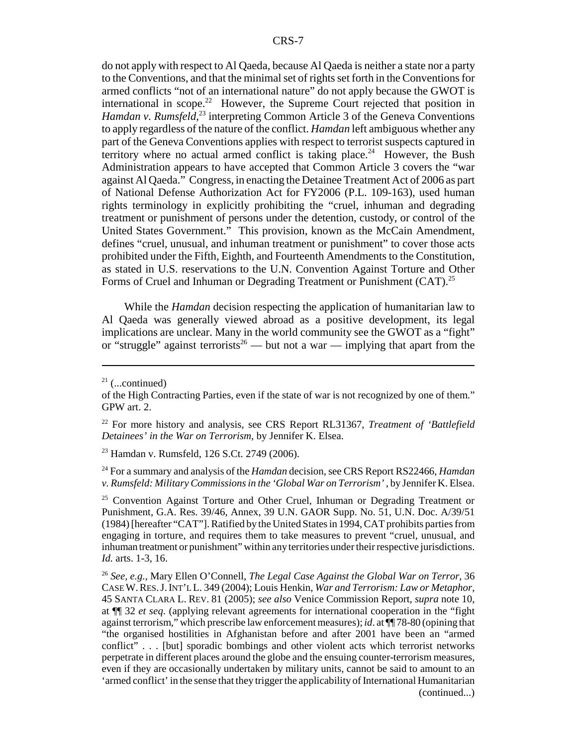do not apply with respect to Al Qaeda, because Al Qaeda is neither a state nor a party to the Conventions, and that the minimal set of rights set forth in the Conventions for armed conflicts "not of an international nature" do not apply because the GWOT is international in scope.[22] However, the Supreme Court rejected that position in *Hamdan v. Rumsfeld*,[23] interpreting Common Article 3 of the Geneva Conventions to apply regardless of the nature of the conflict. *Hamdan* left ambiguous whether any part of the Geneva Conventions applies with respect to terrorist suspects captured in territory where no actual armed conflict is taking place.[24] However, the Bush Administration appears to have accepted that Common Article 3 covers the "war against Al Qaeda." Congress, in enacting the Detainee Treatment Act of 2006 as part of National Defense Authorization Act for FY2006 (P.L. 109-163), used human rights terminology in explicitly prohibiting the "cruel, inhuman and degrading treatment or punishment of persons under the detention, custody, or control of the United States Government." This provision, known as the McCain Amendment, defines "cruel, unusual, and inhuman treatment or punishment" to cover those acts prohibited under the Fifth, Eighth, and Fourteenth Amendments to the Constitution, as stated in U.S. reservations to the U.N. Convention Against Torture and Other Forms of Cruel and Inhuman or Degrading Treatment or Punishment (CAT).[25]

While the *Hamdan* decision respecting the application of humanitarian law to Al Qaeda was generally viewed abroad as a positive development, its legal implications are unclear. Many in the world community see the GWOT as a "fight" or "struggle" against terrorists[26] — but not a war — implying that apart from the

---

[21] (...continued)
of the High Contracting Parties, even if the state of war is not recognized by one of them." GPW art. 2.

[22] For more history and analysis, see CRS Report RL31367, *Treatment of 'Battlefield Detainees' in the War on Terrorism*, by Jennifer K. Elsea.

[23] Hamdan v. Rumsfeld, 126 S.Ct. 2749 (2006).

[24] For a summary and analysis of the *Hamdan* decision, see CRS Report RS22466, *Hamdan v. Rumsfeld: Military Commissions in the 'Global War on Terrorism'*, by Jennifer K. Elsea.

[25] Convention Against Torture and Other Cruel, Inhuman or Degrading Treatment or Punishment, G.A. Res. 39/46, Annex, 39 U.N. GAOR Supp. No. 51, U.N. Doc. A/39/51 (1984) [hereafter "CAT"]. Ratified by the United States in 1994, CAT prohibits parties from engaging in torture, and requires them to take measures to prevent "cruel, unusual, and inhuman treatment or punishment" within any territories under their respective jurisdictions. *Id.* arts. 1-3, 16.

[26] *See, e.g.*, Mary Ellen O'Connell, *The Legal Case Against the Global War on Terror*, 36 CASE W. RES. J. INT'L L. 349 (2004); Louis Henkin, *War and Terrorism: Law or Metaphor*, 45 SANTA CLARA L. REV. 81 (2005); *see also* Venice Commission Report, *supra* note 10, at ¶¶ 32 *et seq.* (applying relevant agreements for international cooperation in the "fight against terrorism," which prescribe law enforcement measures); *id*. at ¶¶ 78-80 (opining that "the organised hostilities in Afghanistan before and after 2001 have been an "armed conflict" . . . [but] sporadic bombings and other violent acts which terrorist networks perpetrate in different places around the globe and the ensuing counter-terrorism measures, even if they are occasionally undertaken by military units, cannot be said to amount to an 'armed conflict' in the sense that they trigger the applicability of International Humanitarian
(continued...)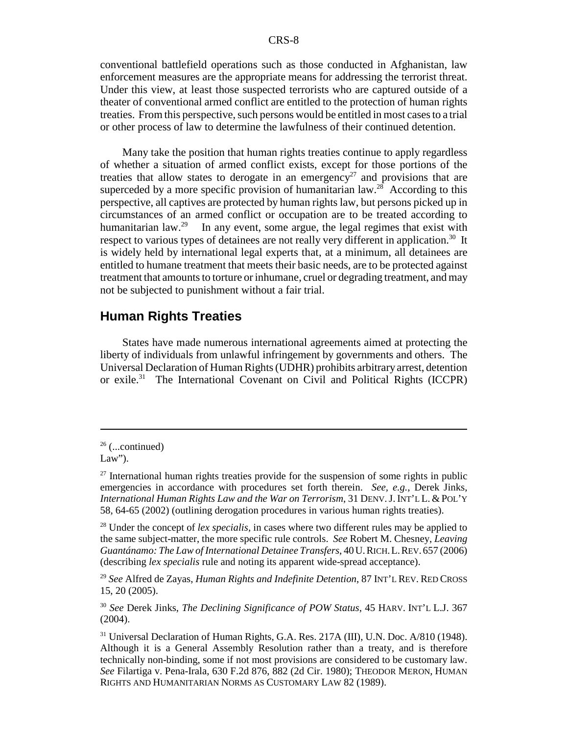conventional battlefield operations such as those conducted in Afghanistan, law enforcement measures are the appropriate means for addressing the terrorist threat. Under this view, at least those suspected terrorists who are captured outside of a theater of conventional armed conflict are entitled to the protection of human rights treaties. From this perspective, such persons would be entitled in most cases to a trial or other process of law to determine the lawfulness of their continued detention.

Many take the position that human rights treaties continue to apply regardless of whether a situation of armed conflict exists, except for those portions of the treaties that allow states to derogate in an emergency[27] and provisions that are superceded by a more specific provision of humanitarian law.[28] According to this perspective, all captives are protected by human rights law, but persons picked up in circumstances of an armed conflict or occupation are to be treated according to humanitarian law.[29] In any event, some argue, the legal regimes that exist with respect to various types of detainees are not really very different in application.[30] It is widely held by international legal experts that, at a minimum, all detainees are entitled to humane treatment that meets their basic needs, are to be protected against treatment that amounts to torture or inhumane, cruel or degrading treatment, and may not be subjected to punishment without a fair trial.

## Human Rights Treaties

States have made numerous international agreements aimed at protecting the liberty of individuals from unlawful infringement by governments and others. The Universal Declaration of Human Rights (UDHR) prohibits arbitrary arrest, detention or exile.[31] The International Covenant on Civil and Political Rights (ICCPR)

---

[26] (...continued)
Law").

[27] International human rights treaties provide for the suspension of some rights in public emergencies in accordance with procedures set forth therein. *See, e.g.*, Derek Jinks, *International Human Rights Law and the War on Terrorism*, 31 DENV. J. INT'L L. & POL'Y 58, 64-65 (2002) (outlining derogation procedures in various human rights treaties).

[28] Under the concept of *lex specialis*, in cases where two different rules may be applied to the same subject-matter, the more specific rule controls. *See* Robert M. Chesney, *Leaving Guantánamo: The Law of International Detainee Transfers*, 40 U. RICH. L. REV. 657 (2006) (describing *lex specialis* rule and noting its apparent wide-spread acceptance).

[29] *See* Alfred de Zayas, *Human Rights and Indefinite Detention*, 87 INT'L REV. RED CROSS 15, 20 (2005).

[30] *See* Derek Jinks, *The Declining Significance of POW Status*, 45 HARV. INT'L L.J. 367 (2004).

[31] Universal Declaration of Human Rights, G.A. Res. 217A (III), U.N. Doc. A/810 (1948). Although it is a General Assembly Resolution rather than a treaty, and is therefore technically non-binding, some if not most provisions are considered to be customary law. *See* Filartiga v. Pena-Irala, 630 F.2d 876, 882 (2d Cir. 1980); THEODOR MERON, HUMAN RIGHTS AND HUMANITARIAN NORMS AS CUSTOMARY LAW 82 (1989).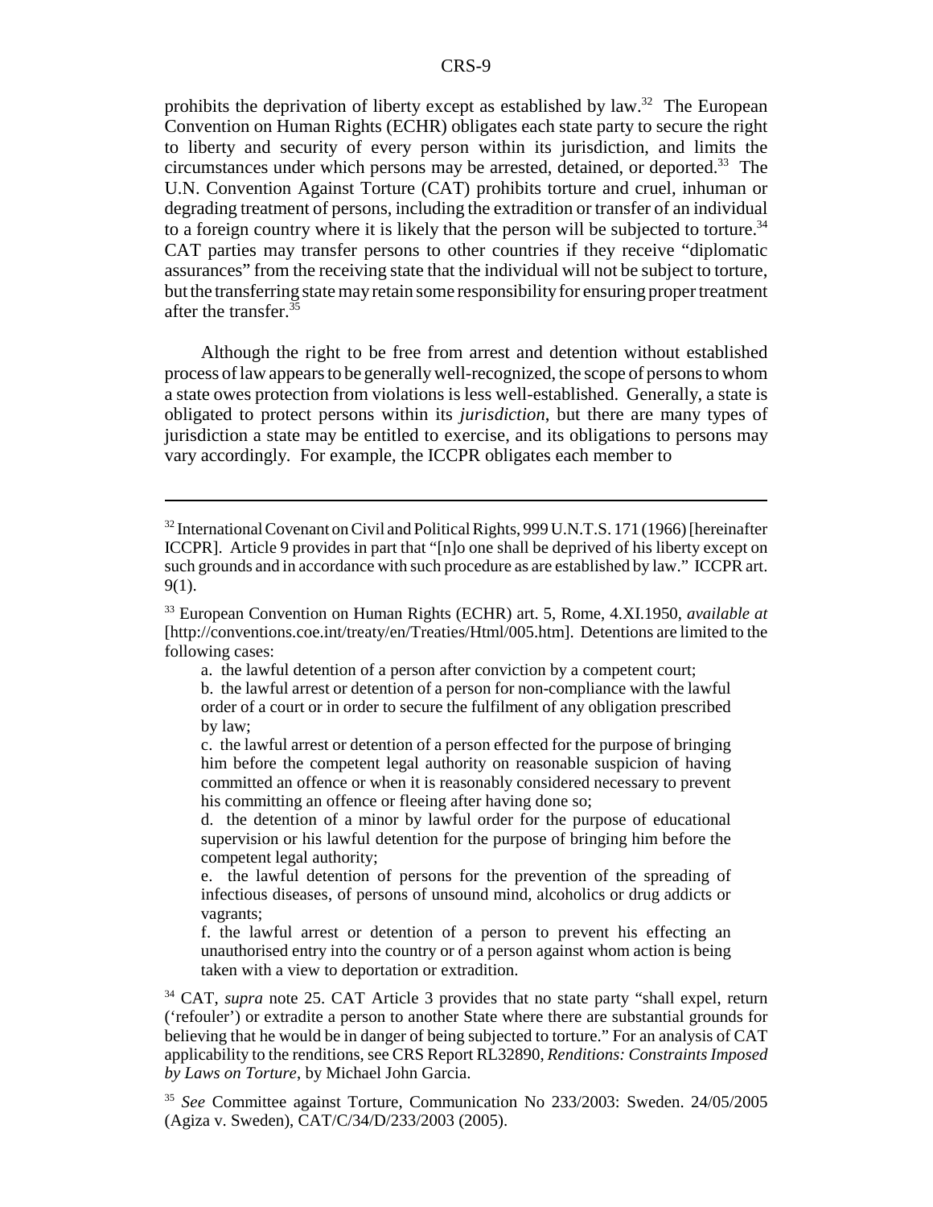prohibits the deprivation of liberty except as established by law.[32] The European Convention on Human Rights (ECHR) obligates each state party to secure the right to liberty and security of every person within its jurisdiction, and limits the circumstances under which persons may be arrested, detained, or deported.[33] The U.N. Convention Against Torture (CAT) prohibits torture and cruel, inhuman or degrading treatment of persons, including the extradition or transfer of an individual to a foreign country where it is likely that the person will be subjected to torture.[34] CAT parties may transfer persons to other countries if they receive "diplomatic assurances" from the receiving state that the individual will not be subject to torture, but the transferring state may retain some responsibility for ensuring proper treatment after the transfer.[35]

Although the right to be free from arrest and detention without established process of law appears to be generally well-recognized, the scope of persons to whom a state owes protection from violations is less well-established. Generally, a state is obligated to protect persons within its *jurisdiction*, but there are many types of jurisdiction a state may be entitled to exercise, and its obligations to persons may vary accordingly. For example, the ICCPR obligates each member to

---

[32] International Covenant on Civil and Political Rights, 999 U.N.T.S. 171 (1966) [hereinafter ICCPR]. Article 9 provides in part that "[n]o one shall be deprived of his liberty except on such grounds and in accordance with such procedure as are established by law." ICCPR art. 9(1).

[33] European Convention on Human Rights (ECHR) art. 5, Rome, 4.XI.1950, *available at* [http://conventions.coe.int/treaty/en/Treaties/Html/005.htm]. Detentions are limited to the following cases:

> a. the lawful detention of a person after conviction by a competent court;
>
> b. the lawful arrest or detention of a person for non-compliance with the lawful order of a court or in order to secure the fulfilment of any obligation prescribed by law;
>
> c. the lawful arrest or detention of a person effected for the purpose of bringing him before the competent legal authority on reasonable suspicion of having committed an offence or when it is reasonably considered necessary to prevent his committing an offence or fleeing after having done so;
>
> d. the detention of a minor by lawful order for the purpose of educational supervision or his lawful detention for the purpose of bringing him before the competent legal authority;
>
> e. the lawful detention of persons for the prevention of the spreading of infectious diseases, of persons of unsound mind, alcoholics or drug addicts or vagrants;
>
> f. the lawful arrest or detention of a person to prevent his effecting an unauthorised entry into the country or of a person against whom action is being taken with a view to deportation or extradition.

[34] CAT, *supra* note 25. CAT Article 3 provides that no state party "shall expel, return ('refouler') or extradite a person to another State where there are substantial grounds for believing that he would be in danger of being subjected to torture." For an analysis of CAT applicability to the renditions, see CRS Report RL32890, *Renditions: Constraints Imposed by Laws on Torture*, by Michael John Garcia.

[35] *See* Committee against Torture, Communication No 233/2003: Sweden. 24/05/2005 (Agiza v. Sweden), CAT/C/34/D/233/2003 (2005).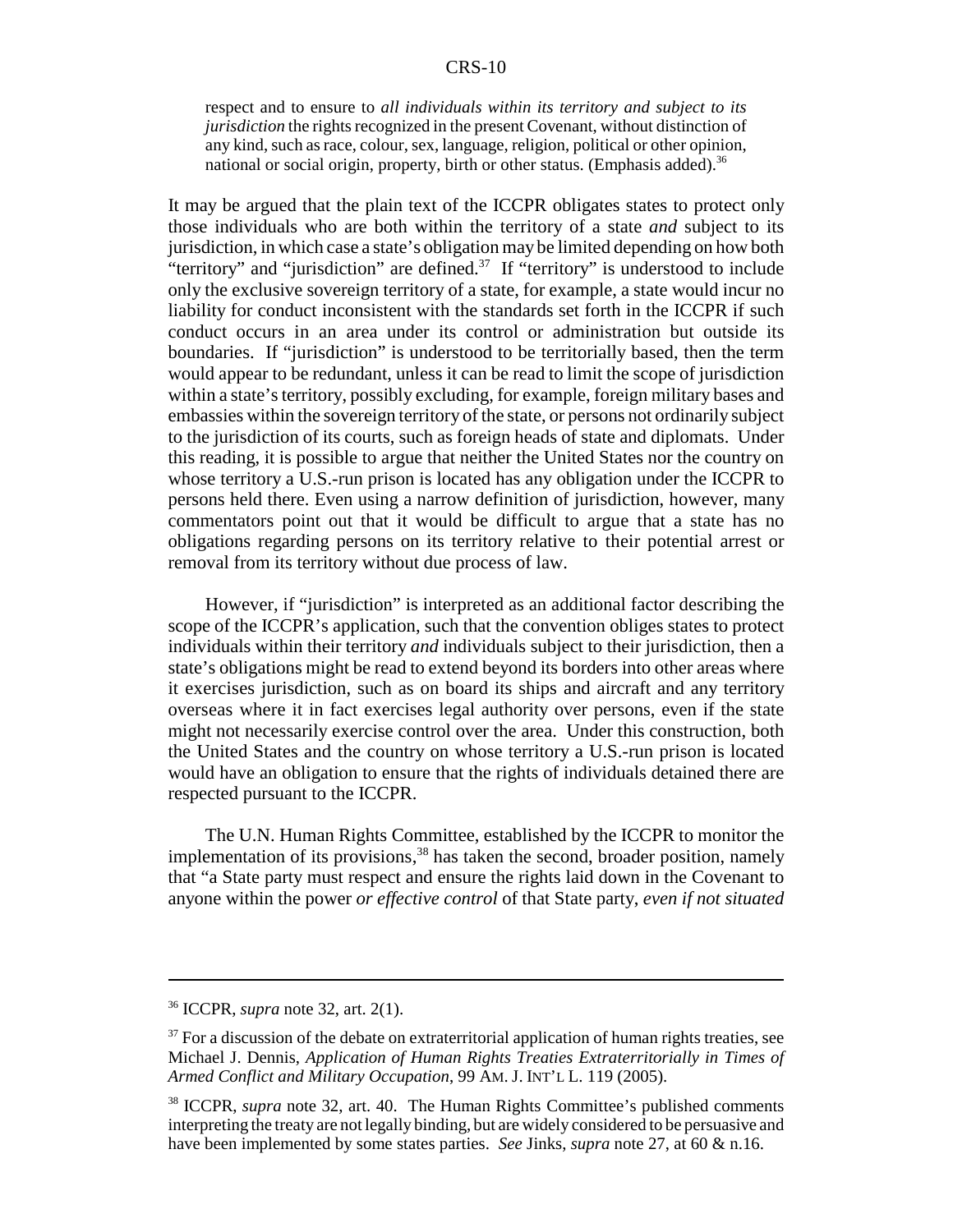> respect and to ensure to *all individuals within its territory and subject to its jurisdiction* the rights recognized in the present Covenant, without distinction of any kind, such as race, colour, sex, language, religion, political or other opinion, national or social origin, property, birth or other status. (Emphasis added).[36]

It may be argued that the plain text of the ICCPR obligates states to protect only those individuals who are both within the territory of a state *and* subject to its jurisdiction, in which case a state's obligation may be limited depending on how both "territory" and "jurisdiction" are defined.[37] If "territory" is understood to include only the exclusive sovereign territory of a state, for example, a state would incur no liability for conduct inconsistent with the standards set forth in the ICCPR if such conduct occurs in an area under its control or administration but outside its boundaries. If "jurisdiction" is understood to be territorially based, then the term would appear to be redundant, unless it can be read to limit the scope of jurisdiction within a state's territory, possibly excluding, for example, foreign military bases and embassies within the sovereign territory of the state, or persons not ordinarily subject to the jurisdiction of its courts, such as foreign heads of state and diplomats. Under this reading, it is possible to argue that neither the United States nor the country on whose territory a U.S.-run prison is located has any obligation under the ICCPR to persons held there. Even using a narrow definition of jurisdiction, however, many commentators point out that it would be difficult to argue that a state has no obligations regarding persons on its territory relative to their potential arrest or removal from its territory without due process of law.

However, if "jurisdiction" is interpreted as an additional factor describing the scope of the ICCPR's application, such that the convention obliges states to protect individuals within their territory *and* individuals subject to their jurisdiction, then a state's obligations might be read to extend beyond its borders into other areas where it exercises jurisdiction, such as on board its ships and aircraft and any territory overseas where it in fact exercises legal authority over persons, even if the state might not necessarily exercise control over the area. Under this construction, both the United States and the country on whose territory a U.S.-run prison is located would have an obligation to ensure that the rights of individuals detained there are respected pursuant to the ICCPR.

The U.N. Human Rights Committee, established by the ICCPR to monitor the implementation of its provisions,[38] has taken the second, broader position, namely that "a State party must respect and ensure the rights laid down in the Covenant to anyone within the power *or effective control* of that State party, *even if not situated*

---

[36] ICCPR, *supra* note 32, art. 2(1).

[37] For a discussion of the debate on extraterritorial application of human rights treaties, see Michael J. Dennis, *Application of Human Rights Treaties Extraterritorially in Times of Armed Conflict and Military Occupation*, 99 AM. J. INT'L L. 119 (2005).

[38] ICCPR, *supra* note 32, art. 40. The Human Rights Committee's published comments interpreting the treaty are not legally binding, but are widely considered to be persuasive and have been implemented by some states parties. *See* Jinks, *supra* note 27, at 60 & n.16.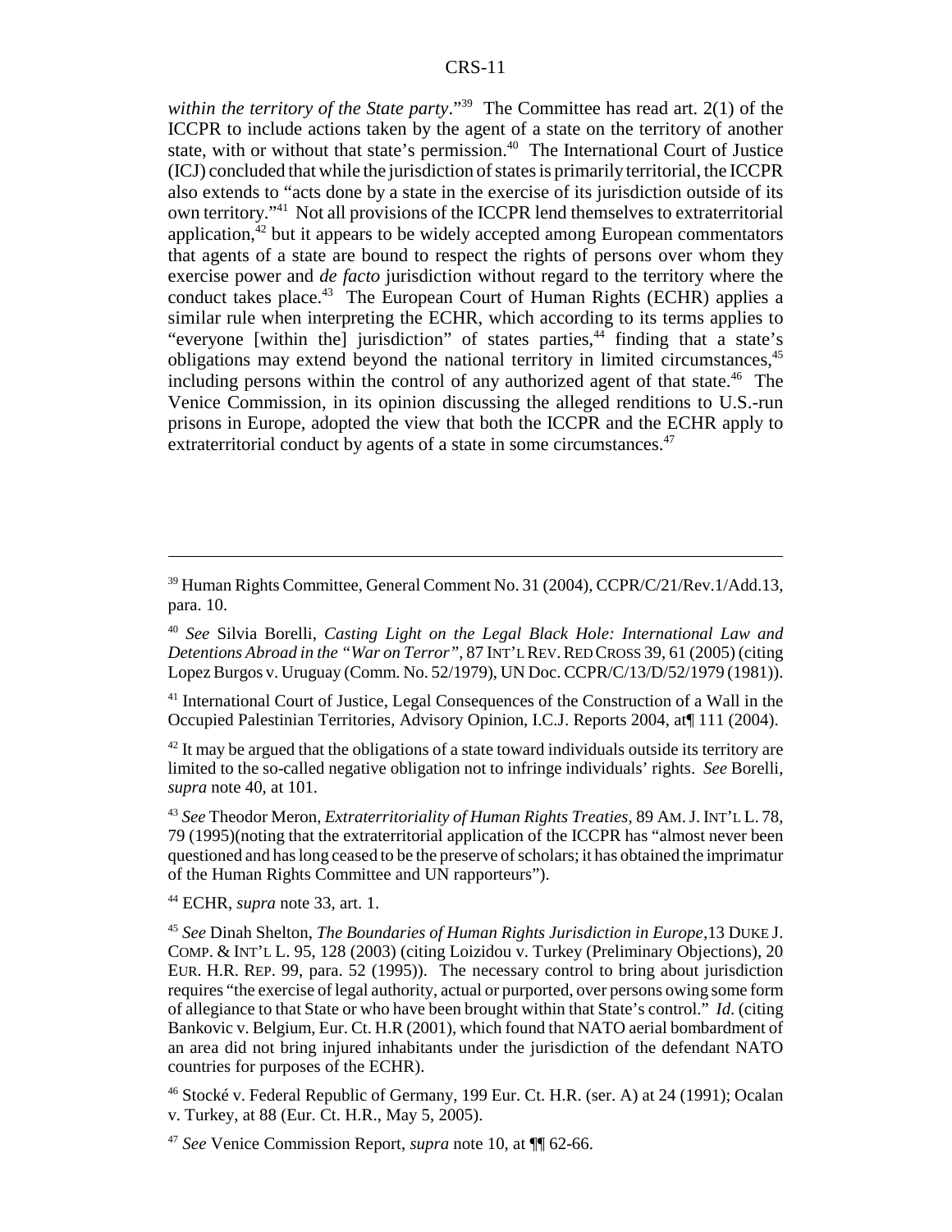*within the territory of the State party*."[39] The Committee has read art. 2(1) of the ICCPR to include actions taken by the agent of a state on the territory of another state, with or without that state's permission.[40] The International Court of Justice (ICJ) concluded that while the jurisdiction of states is primarily territorial, the ICCPR also extends to "acts done by a state in the exercise of its jurisdiction outside of its own territory."[41] Not all provisions of the ICCPR lend themselves to extraterritorial application,[42] but it appears to be widely accepted among European commentators that agents of a state are bound to respect the rights of persons over whom they exercise power and *de facto* jurisdiction without regard to the territory where the conduct takes place.[43] The European Court of Human Rights (ECHR) applies a similar rule when interpreting the ECHR, which according to its terms applies to "everyone [within the] jurisdiction" of states parties,[44] finding that a state's obligations may extend beyond the national territory in limited circumstances,[45] including persons within the control of any authorized agent of that state.[46] The Venice Commission, in its opinion discussing the alleged renditions to U.S.-run prisons in Europe, adopted the view that both the ICCPR and the ECHR apply to extraterritorial conduct by agents of a state in some circumstances.[47]

---

[39] Human Rights Committee, General Comment No. 31 (2004), CCPR/C/21/Rev.1/Add.13, para. 10.

[40] *See* Silvia Borelli, *Casting Light on the Legal Black Hole: International Law and Detentions Abroad in the "War on Terror"*, 87 INT'L REV. RED CROSS 39, 61 (2005) (citing Lopez Burgos v. Uruguay (Comm. No. 52/1979), UN Doc. CCPR/C/13/D/52/1979 (1981)).

[41] International Court of Justice, Legal Consequences of the Construction of a Wall in the Occupied Palestinian Territories, Advisory Opinion, I.C.J. Reports 2004, at¶ 111 (2004).

[42] It may be argued that the obligations of a state toward individuals outside its territory are limited to the so-called negative obligation not to infringe individuals' rights. *See* Borelli, *supra* note 40, at 101.

[43] *See* Theodor Meron, *Extraterritoriality of Human Rights Treaties*, 89 AM. J. INT'L L. 78, 79 (1995)(noting that the extraterritorial application of the ICCPR has "almost never been questioned and has long ceased to be the preserve of scholars; it has obtained the imprimatur of the Human Rights Committee and UN rapporteurs").

[44] ECHR, *supra* note 33, art. 1.

[45] *See* Dinah Shelton, *The Boundaries of Human Rights Jurisdiction in Europe*,13 DUKE J. COMP. & INT'L L. 95, 128 (2003) (citing Loizidou v. Turkey (Preliminary Objections), 20 EUR. H.R. REP. 99, para. 52 (1995)). The necessary control to bring about jurisdiction requires "the exercise of legal authority, actual or purported, over persons owing some form of allegiance to that State or who have been brought within that State's control." *Id.* (citing Bankovic v. Belgium, Eur. Ct. H.R (2001), which found that NATO aerial bombardment of an area did not bring injured inhabitants under the jurisdiction of the defendant NATO countries for purposes of the ECHR).

[46] Stocké v. Federal Republic of Germany, 199 Eur. Ct. H.R. (ser. A) at 24 (1991); Ocalan v. Turkey, at 88 (Eur. Ct. H.R., May 5, 2005).

[47] *See* Venice Commission Report, *supra* note 10, at ¶¶ 62-66.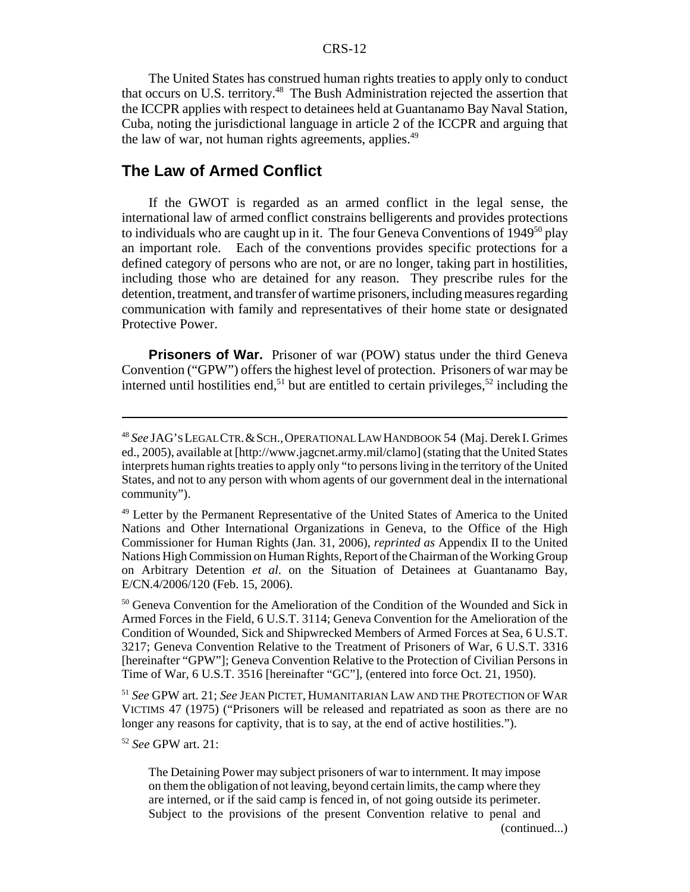The United States has construed human rights treaties to apply only to conduct that occurs on U.S. territory.[48] The Bush Administration rejected the assertion that the ICCPR applies with respect to detainees held at Guantanamo Bay Naval Station, Cuba, noting the jurisdictional language in article 2 of the ICCPR and arguing that the law of war, not human rights agreements, applies.[49]

## The Law of Armed Conflict

If the GWOT is regarded as an armed conflict in the legal sense, the international law of armed conflict constrains belligerents and provides protections to individuals who are caught up in it. The four Geneva Conventions of 1949[50] play an important role. Each of the conventions provides specific protections for a defined category of persons who are not, or are no longer, taking part in hostilities, including those who are detained for any reason. They prescribe rules for the detention, treatment, and transfer of wartime prisoners, including measures regarding communication with family and representatives of their home state or designated Protective Power.

**Prisoners of War.** Prisoner of war (POW) status under the third Geneva Convention ("GPW") offers the highest level of protection. Prisoners of war may be interned until hostilities end,[51] but are entitled to certain privileges,[52] including the

---

[48] *See* JAG'S LEGAL CTR. & SCH., OPERATIONAL LAW HANDBOOK 54 (Maj. Derek I. Grimes ed., 2005), available at [http://www.jagcnet.army.mil/clamo] (stating that the United States interprets human rights treaties to apply only "to persons living in the territory of the United States, and not to any person with whom agents of our government deal in the international community").

[49] Letter by the Permanent Representative of the United States of America to the United Nations and Other International Organizations in Geneva, to the Office of the High Commissioner for Human Rights (Jan. 31, 2006), *reprinted as* Appendix II to the United Nations High Commission on Human Rights, Report of the Chairman of the Working Group on Arbitrary Detention *et al*. on the Situation of Detainees at Guantanamo Bay, E/CN.4/2006/120 (Feb. 15, 2006).

[50] Geneva Convention for the Amelioration of the Condition of the Wounded and Sick in Armed Forces in the Field, 6 U.S.T. 3114; Geneva Convention for the Amelioration of the Condition of Wounded, Sick and Shipwrecked Members of Armed Forces at Sea, 6 U.S.T. 3217; Geneva Convention Relative to the Treatment of Prisoners of War, 6 U.S.T. 3316 [hereinafter "GPW"]; Geneva Convention Relative to the Protection of Civilian Persons in Time of War, 6 U.S.T. 3516 [hereinafter "GC"], (entered into force Oct. 21, 1950).

[51] *See* GPW art. 21; *See* JEAN PICTET, HUMANITARIAN LAW AND THE PROTECTION OF WAR VICTIMS 47 (1975) ("Prisoners will be released and repatriated as soon as there are no longer any reasons for captivity, that is to say, at the end of active hostilities.").

[52] *See* GPW art. 21:

> The Detaining Power may subject prisoners of war to internment. It may impose on them the obligation of not leaving, beyond certain limits, the camp where they are interned, or if the said camp is fenced in, of not going outside its perimeter. Subject to the provisions of the present Convention relative to penal and

(continued...)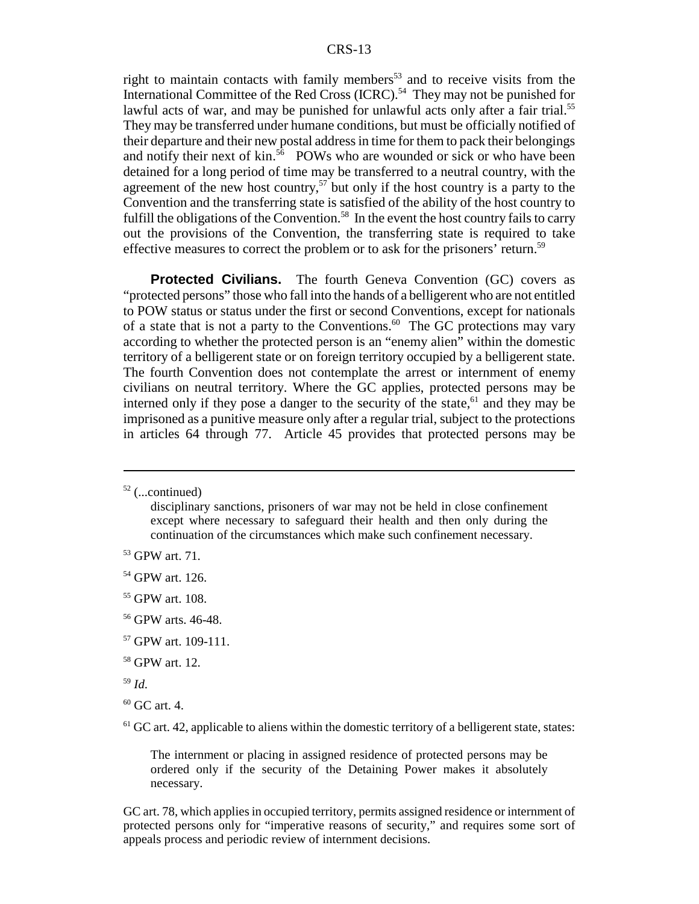right to maintain contacts with family members[53] and to receive visits from the International Committee of the Red Cross (ICRC).[54] They may not be punished for lawful acts of war, and may be punished for unlawful acts only after a fair trial.[55] They may be transferred under humane conditions, but must be officially notified of their departure and their new postal address in time for them to pack their belongings and notify their next of kin.[56] POWs who are wounded or sick or who have been detained for a long period of time may be transferred to a neutral country, with the agreement of the new host country,[57] but only if the host country is a party to the Convention and the transferring state is satisfied of the ability of the host country to fulfill the obligations of the Convention.[58] In the event the host country fails to carry out the provisions of the Convention, the transferring state is required to take effective measures to correct the problem or to ask for the prisoners' return.[59]

**Protected Civilians.** The fourth Geneva Convention (GC) covers as "protected persons" those who fall into the hands of a belligerent who are not entitled to POW status or status under the first or second Conventions, except for nationals of a state that is not a party to the Conventions.[60] The GC protections may vary according to whether the protected person is an "enemy alien" within the domestic territory of a belligerent state or on foreign territory occupied by a belligerent state. The fourth Convention does not contemplate the arrest or internment of enemy civilians on neutral territory. Where the GC applies, protected persons may be interned only if they pose a danger to the security of the state,[61] and they may be imprisoned as a punitive measure only after a regular trial, subject to the protections in articles 64 through 77. Article 45 provides that protected persons may be

---

[52] (...continued)

> disciplinary sanctions, prisoners of war may not be held in close confinement except where necessary to safeguard their health and then only during the continuation of the circumstances which make such confinement necessary.

[53] GPW art. 71.

[54] GPW art. 126.

[55] GPW art. 108.

[56] GPW arts. 46-48.

[57] GPW art. 109-111.

[58] GPW art. 12.

[59] *Id.*

[60] GC art. 4.

[61] GC art. 42, applicable to aliens within the domestic territory of a belligerent state, states:

> The internment or placing in assigned residence of protected persons may be ordered only if the security of the Detaining Power makes it absolutely necessary.

GC art. 78, which applies in occupied territory, permits assigned residence or internment of protected persons only for "imperative reasons of security," and requires some sort of appeals process and periodic review of internment decisions.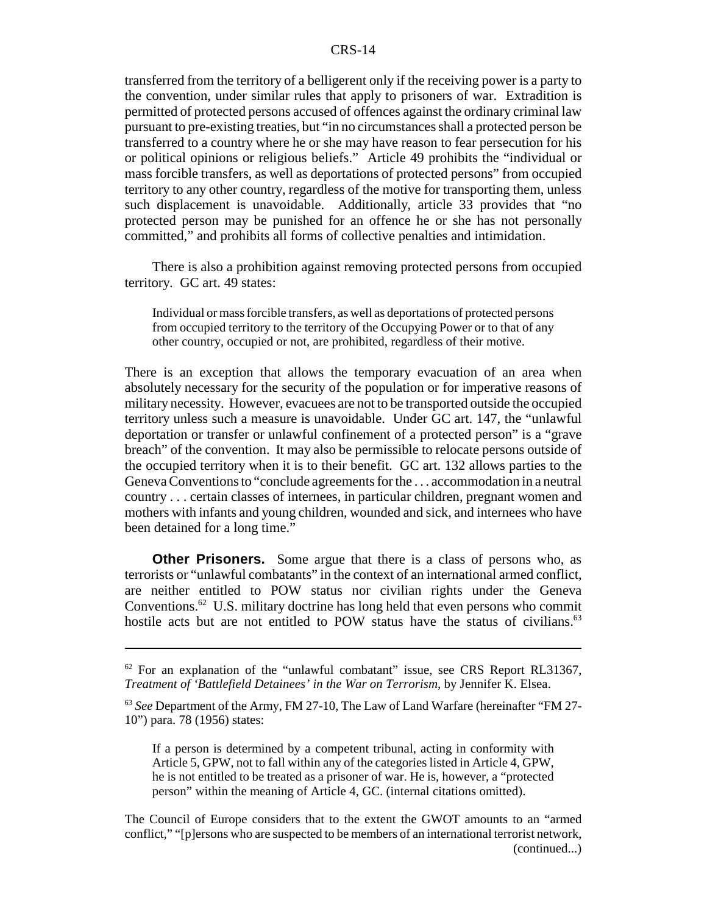transferred from the territory of a belligerent only if the receiving power is a party to the convention, under similar rules that apply to prisoners of war. Extradition is permitted of protected persons accused of offences against the ordinary criminal law pursuant to pre-existing treaties, but "in no circumstances shall a protected person be transferred to a country where he or she may have reason to fear persecution for his or political opinions or religious beliefs." Article 49 prohibits the "individual or mass forcible transfers, as well as deportations of protected persons" from occupied territory to any other country, regardless of the motive for transporting them, unless such displacement is unavoidable. Additionally, article 33 provides that "no protected person may be punished for an offence he or she has not personally committed," and prohibits all forms of collective penalties and intimidation.

There is also a prohibition against removing protected persons from occupied territory. GC art. 49 states:

> Individual or mass forcible transfers, as well as deportations of protected persons from occupied territory to the territory of the Occupying Power or to that of any other country, occupied or not, are prohibited, regardless of their motive.

There is an exception that allows the temporary evacuation of an area when absolutely necessary for the security of the population or for imperative reasons of military necessity. However, evacuees are not to be transported outside the occupied territory unless such a measure is unavoidable. Under GC art. 147, the "unlawful deportation or transfer or unlawful confinement of a protected person" is a "grave breach" of the convention. It may also be permissible to relocate persons outside of the occupied territory when it is to their benefit. GC art. 132 allows parties to the Geneva Conventions to "conclude agreements for the . . . accommodation in a neutral country . . . certain classes of internees, in particular children, pregnant women and mothers with infants and young children, wounded and sick, and internees who have been detained for a long time."

**Other Prisoners.** Some argue that there is a class of persons who, as terrorists or "unlawful combatants" in the context of an international armed conflict, are neither entitled to POW status nor civilian rights under the Geneva Conventions.[62] U.S. military doctrine has long held that even persons who commit hostile acts but are not entitled to POW status have the status of civilians.[63]

---

[62] For an explanation of the "unlawful combatant" issue, see CRS Report RL31367, *Treatment of 'Battlefield Detainees' in the War on Terrorism*, by Jennifer K. Elsea.

[63] *See* Department of the Army, FM 27-10, The Law of Land Warfare (hereinafter "FM 27-10") para. 78 (1956) states:

> If a person is determined by a competent tribunal, acting in conformity with Article 5, GPW, not to fall within any of the categories listed in Article 4, GPW, he is not entitled to be treated as a prisoner of war. He is, however, a "protected person" within the meaning of Article 4, GC. (internal citations omitted).

The Council of Europe considers that to the extent the GWOT amounts to an "armed conflict," "[p]ersons who are suspected to be members of an international terrorist network, (continued...)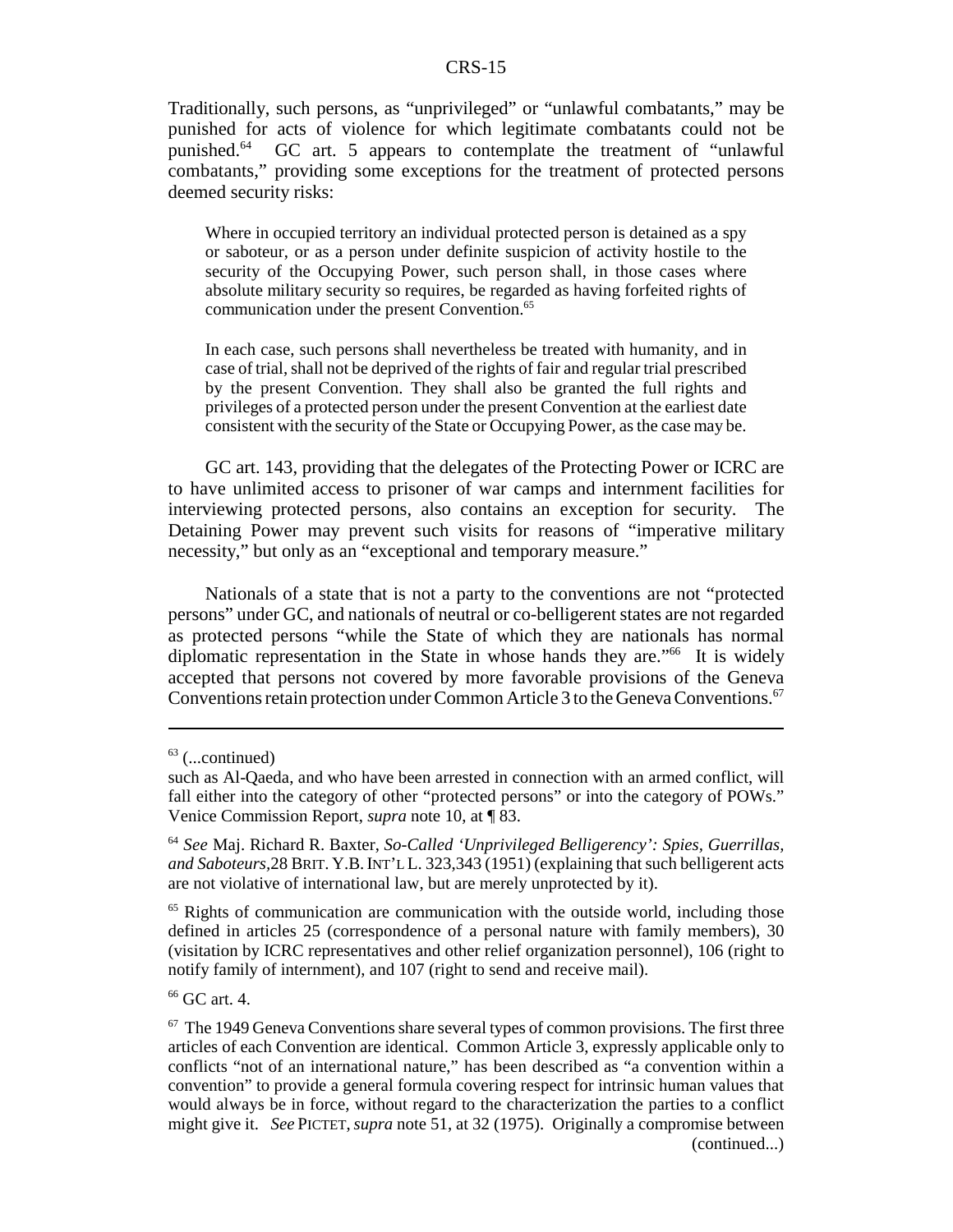Traditionally, such persons, as "unprivileged" or "unlawful combatants," may be punished for acts of violence for which legitimate combatants could not be punished.[64] GC art. 5 appears to contemplate the treatment of "unlawful combatants," providing some exceptions for the treatment of protected persons deemed security risks:

> Where in occupied territory an individual protected person is detained as a spy or saboteur, or as a person under definite suspicion of activity hostile to the security of the Occupying Power, such person shall, in those cases where absolute military security so requires, be regarded as having forfeited rights of communication under the present Convention.[65]
>
> In each case, such persons shall nevertheless be treated with humanity, and in case of trial, shall not be deprived of the rights of fair and regular trial prescribed by the present Convention. They shall also be granted the full rights and privileges of a protected person under the present Convention at the earliest date consistent with the security of the State or Occupying Power, as the case may be.

GC art. 143, providing that the delegates of the Protecting Power or ICRC are to have unlimited access to prisoner of war camps and internment facilities for interviewing protected persons, also contains an exception for security. The Detaining Power may prevent such visits for reasons of "imperative military necessity," but only as an "exceptional and temporary measure."

Nationals of a state that is not a party to the conventions are not "protected persons" under GC, and nationals of neutral or co-belligerent states are not regarded as protected persons "while the State of which they are nationals has normal diplomatic representation in the State in whose hands they are."[66] It is widely accepted that persons not covered by more favorable provisions of the Geneva Conventions retain protection under Common Article 3 to the Geneva Conventions.[67]

---

[63] (...continued)
such as Al-Qaeda, and who have been arrested in connection with an armed conflict, will fall either into the category of other "protected persons" or into the category of POWs." Venice Commission Report, *supra* note 10, at ¶ 83.

[64] *See* Maj. Richard R. Baxter, *So-Called 'Unprivileged Belligerency': Spies, Guerrillas, and Saboteurs*, 28 BRIT. Y.B. INT'L L. 323, 343 (1951) (explaining that such belligerent acts are not violative of international law, but are merely unprotected by it).

[65] Rights of communication are communication with the outside world, including those defined in articles 25 (correspondence of a personal nature with family members), 30 (visitation by ICRC representatives and other relief organization personnel), 106 (right to notify family of internment), and 107 (right to send and receive mail).

[66] GC art. 4.

[67] The 1949 Geneva Conventions share several types of common provisions. The first three articles of each Convention are identical. Common Article 3, expressly applicable only to conflicts "not of an international nature," has been described as "a convention within a convention" to provide a general formula covering respect for intrinsic human values that would always be in force, without regard to the characterization the parties to a conflict might give it. *See* PICTET, *supra* note 51, at 32 (1975). Originally a compromise between (continued...)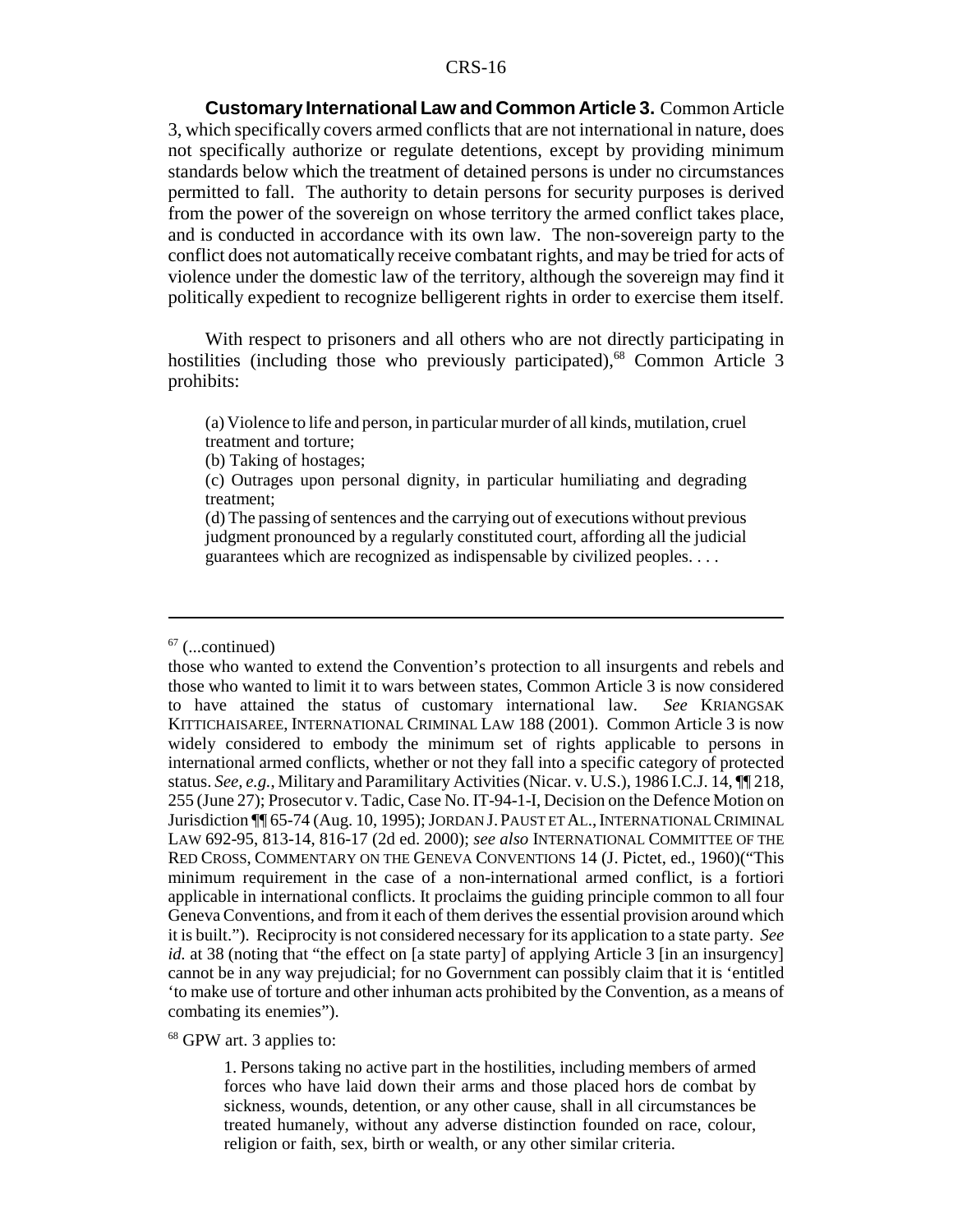**Customary International Law and Common Article 3.** Common Article 3, which specifically covers armed conflicts that are not international in nature, does not specifically authorize or regulate detentions, except by providing minimum standards below which the treatment of detained persons is under no circumstances permitted to fall. The authority to detain persons for security purposes is derived from the power of the sovereign on whose territory the armed conflict takes place, and is conducted in accordance with its own law. The non-sovereign party to the conflict does not automatically receive combatant rights, and may be tried for acts of violence under the domestic law of the territory, although the sovereign may find it politically expedient to recognize belligerent rights in order to exercise them itself.

With respect to prisoners and all others who are not directly participating in hostilities (including those who previously participated),[68] Common Article 3 prohibits:

> (a) Violence to life and person, in particular murder of all kinds, mutilation, cruel treatment and torture;
> (b) Taking of hostages;
> (c) Outrages upon personal dignity, in particular humiliating and degrading treatment;
> (d) The passing of sentences and the carrying out of executions without previous judgment pronounced by a regularly constituted court, affording all the judicial guarantees which are recognized as indispensable by civilized peoples. . . .

---

[67] (...continued)
those who wanted to extend the Convention's protection to all insurgents and rebels and those who wanted to limit it to wars between states, Common Article 3 is now considered to have attained the status of customary international law. *See* KRIANGSAK KITTICHAISAREE, INTERNATIONAL CRIMINAL LAW 188 (2001). Common Article 3 is now widely considered to embody the minimum set of rights applicable to persons in international armed conflicts, whether or not they fall into a specific category of protected status. *See, e.g.*, Military and Paramilitary Activities (Nicar. v. U.S.), 1986 I.C.J. 14, ¶¶ 218, 255 (June 27); Prosecutor v. Tadic, Case No. IT-94-1-I, Decision on the Defence Motion on Jurisdiction ¶¶ 65-74 (Aug. 10, 1995); JORDAN J. PAUST ET AL., INTERNATIONAL CRIMINAL LAW 692-95, 813-14, 816-17 (2d ed. 2000); *see also* INTERNATIONAL COMMITTEE OF THE RED CROSS, COMMENTARY ON THE GENEVA CONVENTIONS 14 (J. Pictet, ed., 1960)("This minimum requirement in the case of a non-international armed conflict, is a fortiori applicable in international conflicts. It proclaims the guiding principle common to all four Geneva Conventions, and from it each of them derives the essential provision around which it is built."). Reciprocity is not considered necessary for its application to a state party. *See id.* at 38 (noting that "the effect on [a state party] of applying Article 3 [in an insurgency] cannot be in any way prejudicial; for no Government can possibly claim that it is 'entitled 'to make use of torture and other inhuman acts prohibited by the Convention, as a means of combating its enemies").

[68] GPW art. 3 applies to:

> 1. Persons taking no active part in the hostilities, including members of armed forces who have laid down their arms and those placed hors de combat by sickness, wounds, detention, or any other cause, shall in all circumstances be treated humanely, without any adverse distinction founded on race, colour, religion or faith, sex, birth or wealth, or any other similar criteria.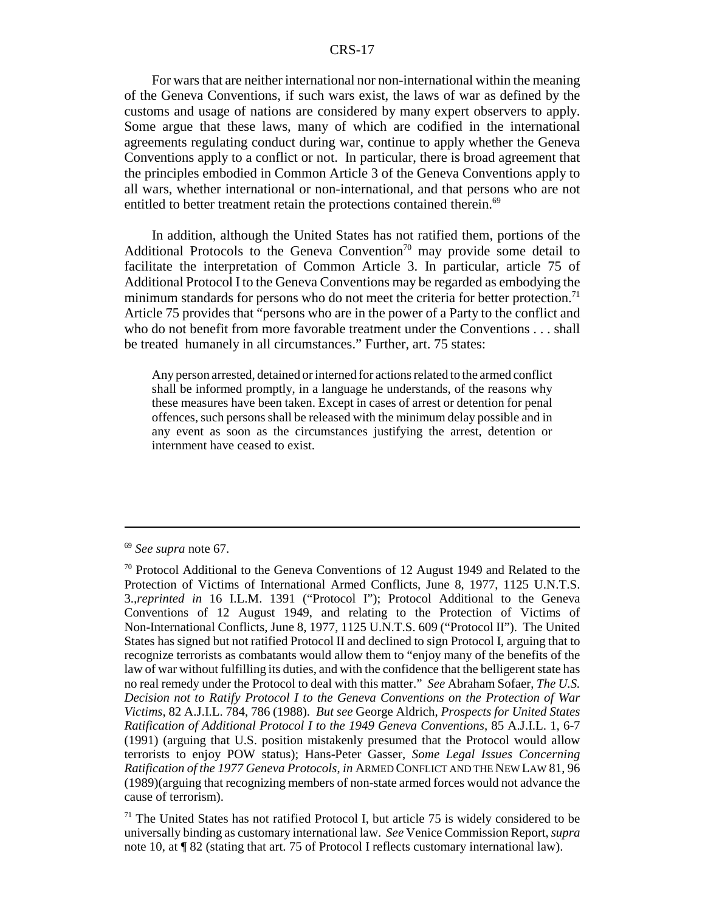For wars that are neither international nor non-international within the meaning of the Geneva Conventions, if such wars exist, the laws of war as defined by the customs and usage of nations are considered by many expert observers to apply. Some argue that these laws, many of which are codified in the international agreements regulating conduct during war, continue to apply whether the Geneva Conventions apply to a conflict or not. In particular, there is broad agreement that the principles embodied in Common Article 3 of the Geneva Conventions apply to all wars, whether international or non-international, and that persons who are not entitled to better treatment retain the protections contained therein.[69]

In addition, although the United States has not ratified them, portions of the Additional Protocols to the Geneva Convention[70] may provide some detail to facilitate the interpretation of Common Article 3. In particular, article 75 of Additional Protocol I to the Geneva Conventions may be regarded as embodying the minimum standards for persons who do not meet the criteria for better protection.[71] Article 75 provides that "persons who are in the power of a Party to the conflict and who do not benefit from more favorable treatment under the Conventions . . . shall be treated humanely in all circumstances." Further, art. 75 states:

> Any person arrested, detained or interned for actions related to the armed conflict shall be informed promptly, in a language he understands, of the reasons why these measures have been taken. Except in cases of arrest or detention for penal offences, such persons shall be released with the minimum delay possible and in any event as soon as the circumstances justifying the arrest, detention or internment have ceased to exist.

---

[69] *See supra* note 67.

[70] Protocol Additional to the Geneva Conventions of 12 August 1949 and Related to the Protection of Victims of International Armed Conflicts, June 8, 1977, 1125 U.N.T.S. 3.,*reprinted in* 16 I.L.M. 1391 ("Protocol I"); Protocol Additional to the Geneva Conventions of 12 August 1949, and relating to the Protection of Victims of Non-International Conflicts, June 8, 1977, 1125 U.N.T.S. 609 ("Protocol II"). The United States has signed but not ratified Protocol II and declined to sign Protocol I, arguing that to recognize terrorists as combatants would allow them to "enjoy many of the benefits of the law of war without fulfilling its duties, and with the confidence that the belligerent state has no real remedy under the Protocol to deal with this matter." *See* Abraham Sofaer, *The U.S. Decision not to Ratify Protocol I to the Geneva Conventions on the Protection of War Victims*, 82 A.J.I.L. 784, 786 (1988). *But see* George Aldrich, *Prospects for United States Ratification of Additional Protocol I to the 1949 Geneva Conventions*, 85 A.J.I.L. 1, 6-7 (1991) (arguing that U.S. position mistakenly presumed that the Protocol would allow terrorists to enjoy POW status); Hans-Peter Gasser, *Some Legal Issues Concerning Ratification of the 1977 Geneva Protocols*, *in* ARMED CONFLICT AND THE NEW LAW 81, 96 (1989)(arguing that recognizing members of non-state armed forces would not advance the cause of terrorism).

[71] The United States has not ratified Protocol I, but article 75 is widely considered to be universally binding as customary international law. *See* Venice Commission Report, *supra* note 10, at ¶ 82 (stating that art. 75 of Protocol I reflects customary international law).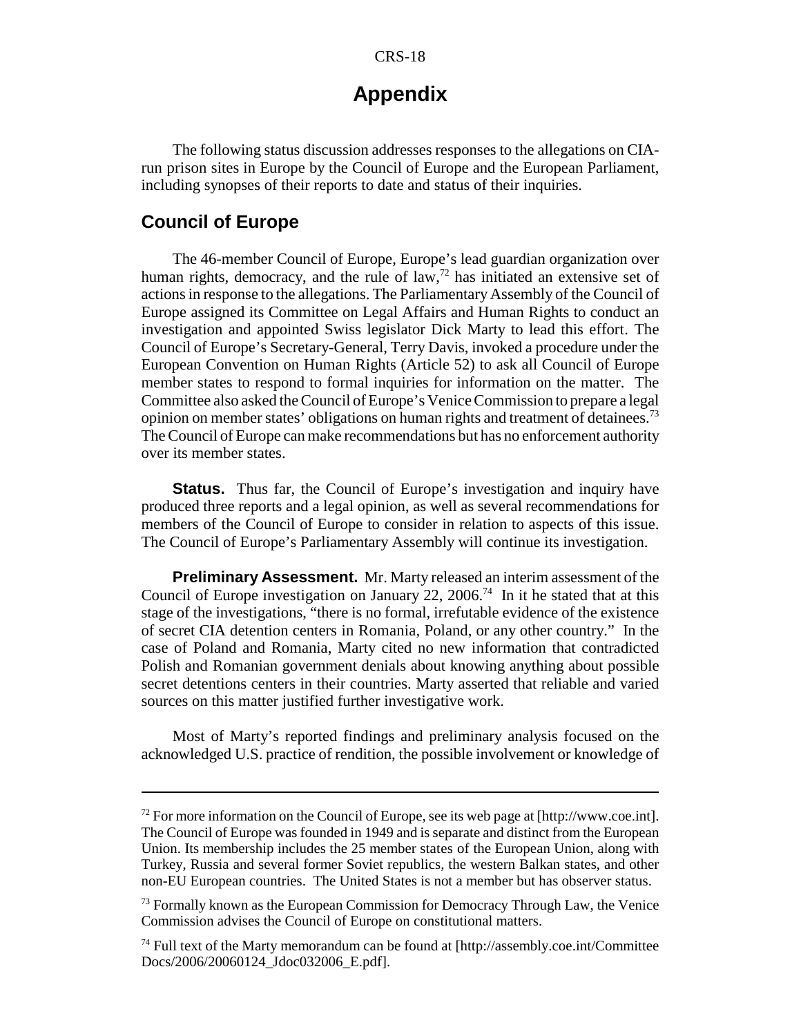# Appendix

The following status discussion addresses responses to the allegations on CIA-run prison sites in Europe by the Council of Europe and the European Parliament, including synopses of their reports to date and status of their inquiries.

## Council of Europe

The 46-member Council of Europe, Europe's lead guardian organization over human rights, democracy, and the rule of law,[72] has initiated an extensive set of actions in response to the allegations. The Parliamentary Assembly of the Council of Europe assigned its Committee on Legal Affairs and Human Rights to conduct an investigation and appointed Swiss legislator Dick Marty to lead this effort. The Council of Europe's Secretary-General, Terry Davis, invoked a procedure under the European Convention on Human Rights (Article 52) to ask all Council of Europe member states to respond to formal inquiries for information on the matter. The Committee also asked the Council of Europe's Venice Commission to prepare a legal opinion on member states' obligations on human rights and treatment of detainees.[73] The Council of Europe can make recommendations but has no enforcement authority over its member states.

**Status.** Thus far, the Council of Europe's investigation and inquiry have produced three reports and a legal opinion, as well as several recommendations for members of the Council of Europe to consider in relation to aspects of this issue. The Council of Europe's Parliamentary Assembly will continue its investigation.

**Preliminary Assessment.** Mr. Marty released an interim assessment of the Council of Europe investigation on January 22, 2006.[74] In it he stated that at this stage of the investigations, "there is no formal, irrefutable evidence of the existence of secret CIA detention centers in Romania, Poland, or any other country." In the case of Poland and Romania, Marty cited no new information that contradicted Polish and Romanian government denials about knowing anything about possible secret detentions centers in their countries. Marty asserted that reliable and varied sources on this matter justified further investigative work.

Most of Marty's reported findings and preliminary analysis focused on the acknowledged U.S. practice of rendition, the possible involvement or knowledge of

---

[72] For more information on the Council of Europe, see its web page at [http://www.coe.int]. The Council of Europe was founded in 1949 and is separate and distinct from the European Union. Its membership includes the 25 member states of the European Union, along with Turkey, Russia and several former Soviet republics, the western Balkan states, and other non-EU European countries. The United States is not a member but has observer status.

[73] Formally known as the European Commission for Democracy Through Law, the Venice Commission advises the Council of Europe on constitutional matters.

[74] Full text of the Marty memorandum can be found at [http://assembly.coe.int/Committee Docs/2006/20060124_Jdoc032006_E.pdf].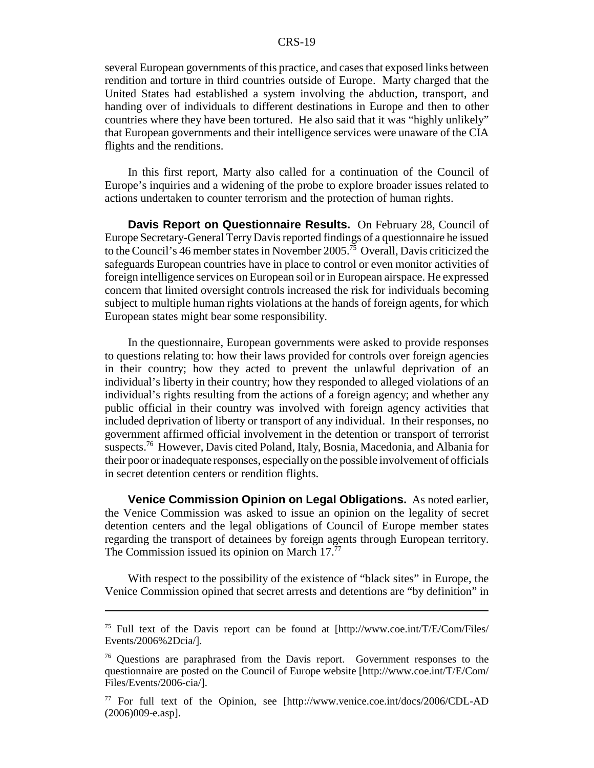several European governments of this practice, and cases that exposed links between rendition and torture in third countries outside of Europe. Marty charged that the United States had established a system involving the abduction, transport, and handing over of individuals to different destinations in Europe and then to other countries where they have been tortured. He also said that it was "highly unlikely" that European governments and their intelligence services were unaware of the CIA flights and the renditions.

In this first report, Marty also called for a continuation of the Council of Europe's inquiries and a widening of the probe to explore broader issues related to actions undertaken to counter terrorism and the protection of human rights.

**Davis Report on Questionnaire Results.** On February 28, Council of Europe Secretary-General Terry Davis reported findings of a questionnaire he issued to the Council's 46 member states in November 2005.[75] Overall, Davis criticized the safeguards European countries have in place to control or even monitor activities of foreign intelligence services on European soil or in European airspace. He expressed concern that limited oversight controls increased the risk for individuals becoming subject to multiple human rights violations at the hands of foreign agents, for which European states might bear some responsibility.

In the questionnaire, European governments were asked to provide responses to questions relating to: how their laws provided for controls over foreign agencies in their country; how they acted to prevent the unlawful deprivation of an individual's liberty in their country; how they responded to alleged violations of an individual's rights resulting from the actions of a foreign agency; and whether any public official in their country was involved with foreign agency activities that included deprivation of liberty or transport of any individual. In their responses, no government affirmed official involvement in the detention or transport of terrorist suspects.[76] However, Davis cited Poland, Italy, Bosnia, Macedonia, and Albania for their poor or inadequate responses, especially on the possible involvement of officials in secret detention centers or rendition flights.

**Venice Commission Opinion on Legal Obligations.** As noted earlier, the Venice Commission was asked to issue an opinion on the legality of secret detention centers and the legal obligations of Council of Europe member states regarding the transport of detainees by foreign agents through European territory. The Commission issued its opinion on March 17.[77]

With respect to the possibility of the existence of "black sites" in Europe, the Venice Commission opined that secret arrests and detentions are "by definition" in

---

[75] Full text of the Davis report can be found at [http://www.coe.int/T/E/Com/Files/Events/2006%2Dcia/].

[76] Questions are paraphrased from the Davis report. Government responses to the questionnaire are posted on the Council of Europe website [http://www.coe.int/T/E/Com/Files/Events/2006-cia/].

[77] For full text of the Opinion, see [http://www.venice.coe.int/docs/2006/CDL-AD(2006)009-e.asp].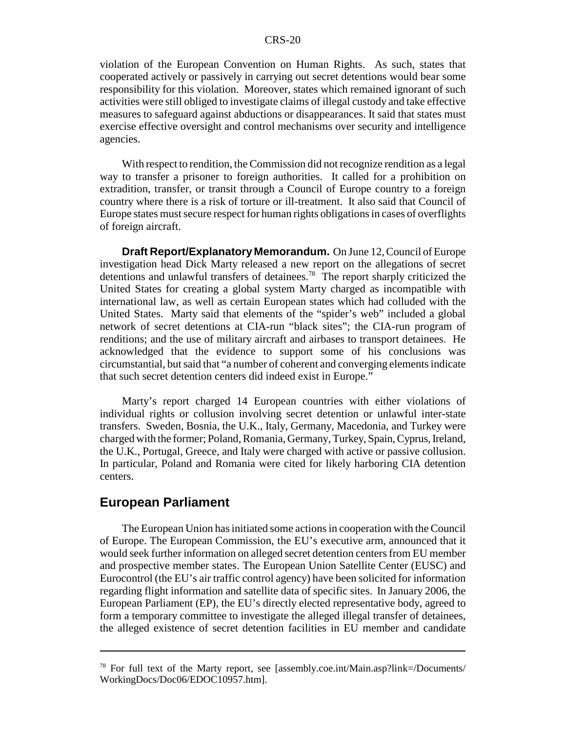violation of the European Convention on Human Rights. As such, states that cooperated actively or passively in carrying out secret detentions would bear some responsibility for this violation. Moreover, states which remained ignorant of such activities were still obliged to investigate claims of illegal custody and take effective measures to safeguard against abductions or disappearances. It said that states must exercise effective oversight and control mechanisms over security and intelligence agencies.

With respect to rendition, the Commission did not recognize rendition as a legal way to transfer a prisoner to foreign authorities. It called for a prohibition on extradition, transfer, or transit through a Council of Europe country to a foreign country where there is a risk of torture or ill-treatment. It also said that Council of Europe states must secure respect for human rights obligations in cases of overflights of foreign aircraft.

**Draft Report/Explanatory Memorandum.** On June 12, Council of Europe investigation head Dick Marty released a new report on the allegations of secret detentions and unlawful transfers of detainees.[78] The report sharply criticized the United States for creating a global system Marty charged as incompatible with international law, as well as certain European states which had colluded with the United States. Marty said that elements of the "spider's web" included a global network of secret detentions at CIA-run "black sites"; the CIA-run program of renditions; and the use of military aircraft and airbases to transport detainees. He acknowledged that the evidence to support some of his conclusions was circumstantial, but said that "a number of coherent and converging elements indicate that such secret detention centers did indeed exist in Europe."

Marty's report charged 14 European countries with either violations of individual rights or collusion involving secret detention or unlawful inter-state transfers. Sweden, Bosnia, the U.K., Italy, Germany, Macedonia, and Turkey were charged with the former; Poland, Romania, Germany, Turkey, Spain, Cyprus, Ireland, the U.K., Portugal, Greece, and Italy were charged with active or passive collusion. In particular, Poland and Romania were cited for likely harboring CIA detention centers.

## European Parliament

The European Union has initiated some actions in cooperation with the Council of Europe. The European Commission, the EU's executive arm, announced that it would seek further information on alleged secret detention centers from EU member and prospective member states. The European Union Satellite Center (EUSC) and Eurocontrol (the EU's air traffic control agency) have been solicited for information regarding flight information and satellite data of specific sites. In January 2006, the European Parliament (EP), the EU's directly elected representative body, agreed to form a temporary committee to investigate the alleged illegal transfer of detainees, the alleged existence of secret detention facilities in EU member and candidate

---

[78] For full text of the Marty report, see [assembly.coe.int/Main.asp?link=/Documents/WorkingDocs/Doc06/EDOC10957.htm].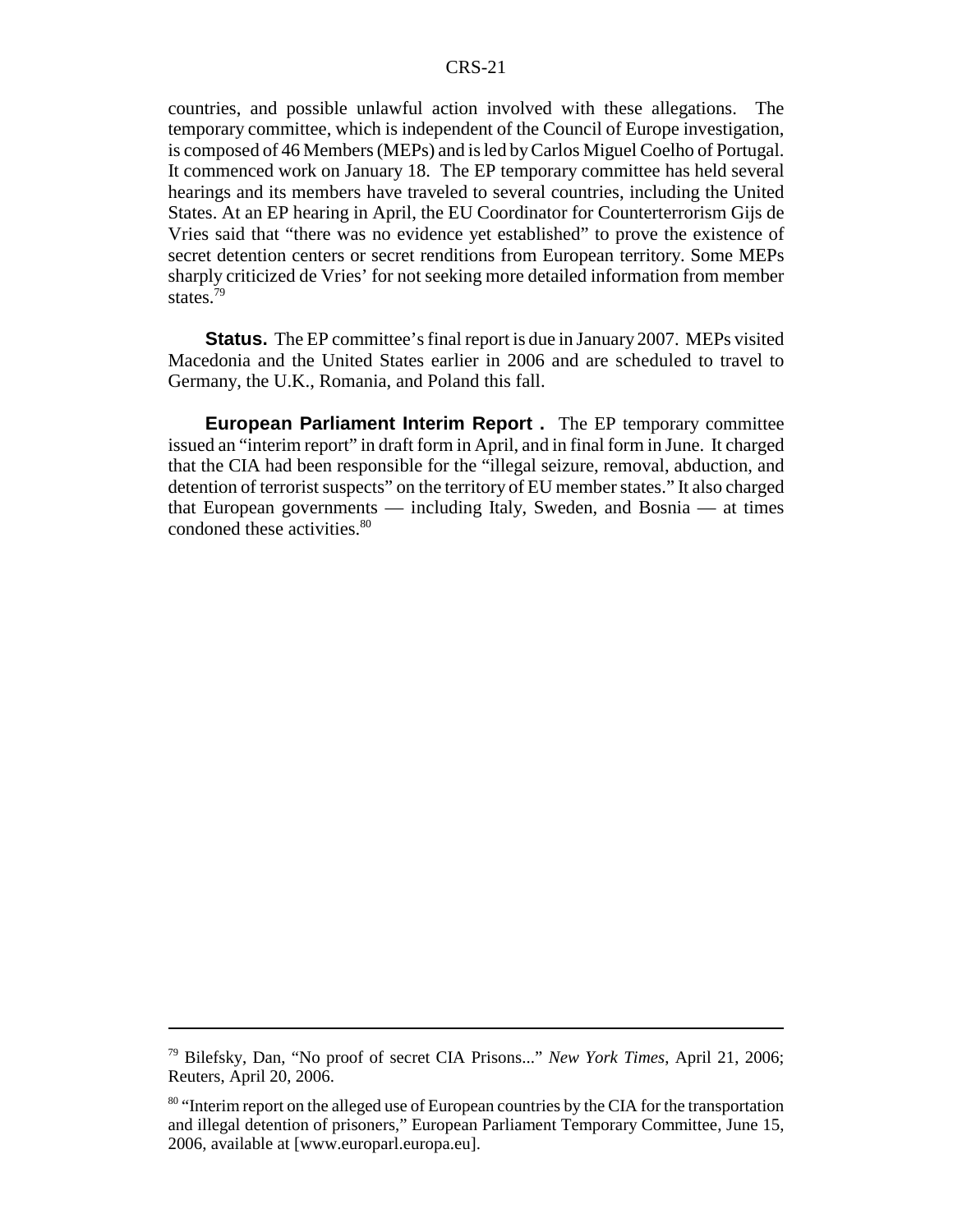countries, and possible unlawful action involved with these allegations. The temporary committee, which is independent of the Council of Europe investigation, is composed of 46 Members (MEPs) and is led by Carlos Miguel Coelho of Portugal. It commenced work on January 18. The EP temporary committee has held several hearings and its members have traveled to several countries, including the United States. At an EP hearing in April, the EU Coordinator for Counterterrorism Gijs de Vries said that "there was no evidence yet established" to prove the existence of secret detention centers or secret renditions from European territory. Some MEPs sharply criticized de Vries' for not seeking more detailed information from member states.[79]

**Status.** The EP committee's final report is due in January 2007. MEPs visited Macedonia and the United States earlier in 2006 and are scheduled to travel to Germany, the U.K., Romania, and Poland this fall.

**European Parliament Interim Report .** The EP temporary committee issued an "interim report" in draft form in April, and in final form in June. It charged that the CIA had been responsible for the "illegal seizure, removal, abduction, and detention of terrorist suspects" on the territory of EU member states." It also charged that European governments — including Italy, Sweden, and Bosnia — at times condoned these activities.[80]

---

[79] Bilefsky, Dan, "No proof of secret CIA Prisons..." *New York Times*, April 21, 2006; Reuters, April 20, 2006.

[80] "Interim report on the alleged use of European countries by the CIA for the transportation and illegal detention of prisoners," European Parliament Temporary Committee, June 15, 2006, available at [www.europarl.europa.eu].